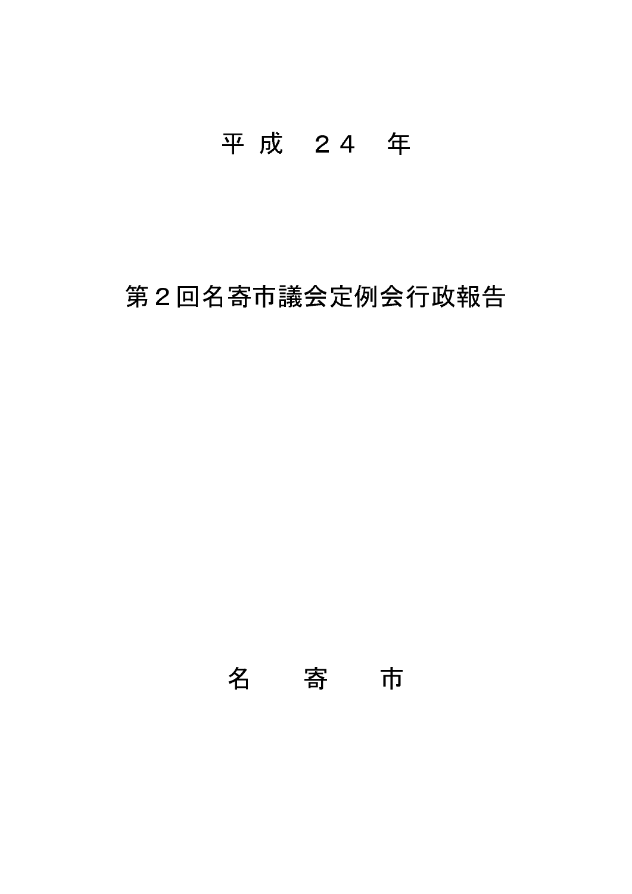平 成　２４　年

# 第２回名寄市議会定例会行政報告

名　　寄　　市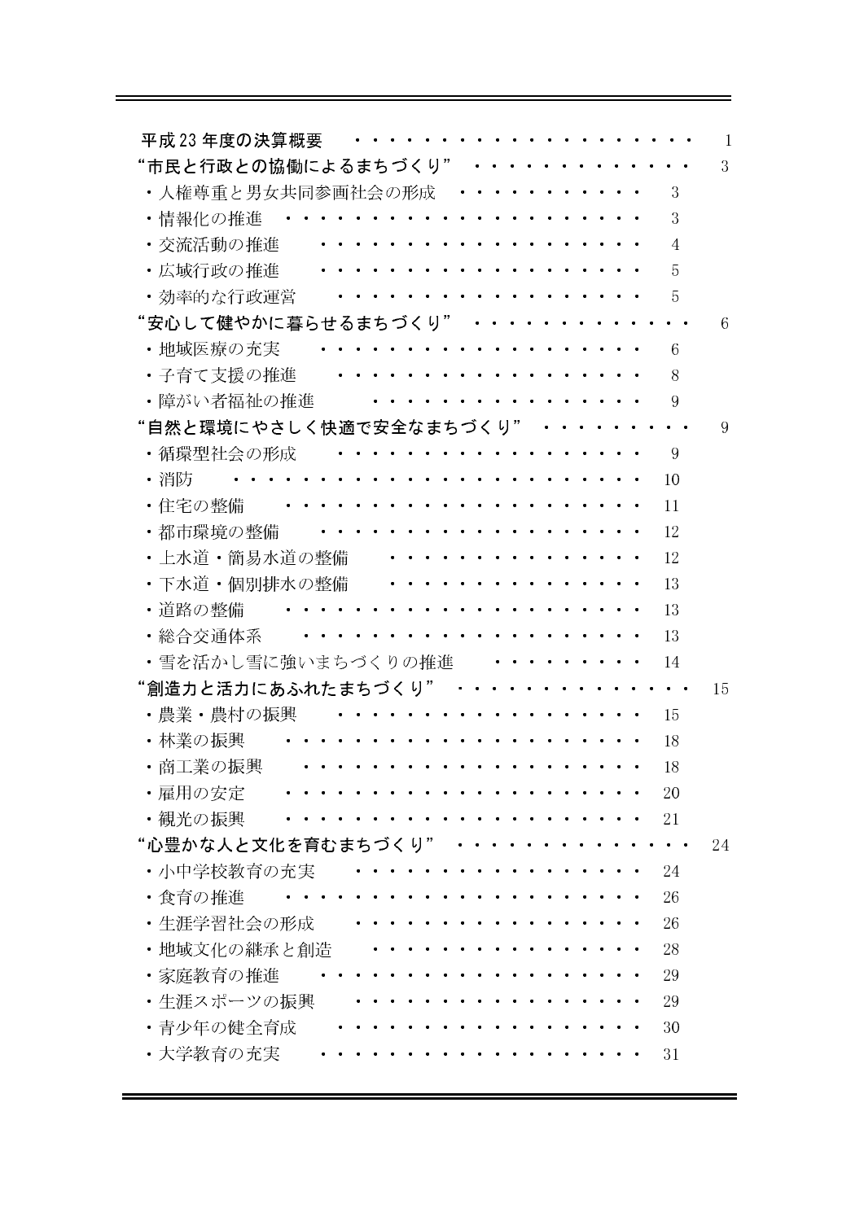| | |
|---|---|
| **平成 23 年度の決算概要** | 1 |
| **“市民と行政との協働によるまちづくり”** | 3 |
| ・人権尊重と男女共同参画社会の形成 | 3 |
| ・情報化の推進 | 3 |
| ・交流活動の推進 | 4 |
| ・広域行政の推進 | 5 |
| ・効率的な行政運営 | 5 |
| **“安心して健やかに暮らせるまちづくり”** | 6 |
| ・地域医療の充実 | 6 |
| ・子育て支援の推進 | 8 |
| ・障がい者福祉の推進 | 9 |
| **“自然と環境にやさしく快適で安全なまちづくり”** | 9 |
| ・循環型社会の形成 | 9 |
| ・消防 | 10 |
| ・住宅の整備 | 11 |
| ・都市環境の整備 | 12 |
| ・上水道・簡易水道の整備 | 12 |
| ・下水道・個別排水の整備 | 13 |
| ・道路の整備 | 13 |
| ・総合交通体系 | 13 |
| ・雪を活かし雪に強いまちづくりの推進 | 14 |
| **“創造力と活力にあふれたまちづくり”** | 15 |
| ・農業・農村の振興 | 15 |
| ・林業の振興 | 18 |
| ・商工業の振興 | 18 |
| ・雇用の安定 | 20 |
| ・観光の振興 | 21 |
| **“心豊かな人と文化を育むまちづくり”** | 24 |
| ・小中学校教育の充実 | 24 |
| ・食育の推進 | 26 |
| ・生涯学習社会の形成 | 26 |
| ・地域文化の継承と創造 | 28 |
| ・家庭教育の推進 | 29 |
| ・生涯スポーツの振興 | 29 |
| ・青少年の健全育成 | 30 |
| ・大学教育の充実 | 31 |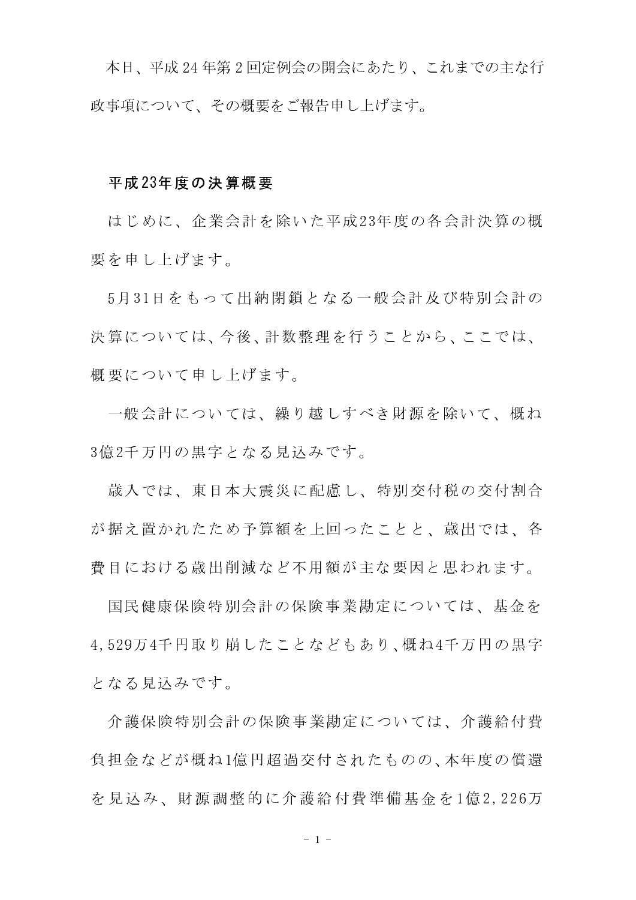本日、平成24年第2回定例会の開会にあたり、これまでの主な行政事項について、その概要をご報告申し上げます。

## 平成23年度の決算概要

はじめに、企業会計を除いた平成23年度の各会計決算の概要を申し上げます。

5月31日をもって出納閉鎖となる一般会計及び特別会計の決算については、今後、計数整理を行うことから、ここでは、概要について申し上げます。

一般会計については、繰り越しすべき財源を除いて、概ね3億2千万円の黒字となる見込みです。

歳入では、東日本大震災に配慮し、特別交付税の交付割合が据え置かれたため予算額を上回ったことと、歳出では、各費目における歳出削減など不用額が主な要因と思われます。

国民健康保険特別会計の保険事業勘定については、基金を4,529万4千円取り崩したことなどもあり、概ね4千万円の黒字となる見込みです。

介護保険特別会計の保険事業勘定については、介護給付費負担金などが概ね1億円超過交付されたものの、本年度の償還を見込み、財源調整的に介護給付費準備基金を1億2,226万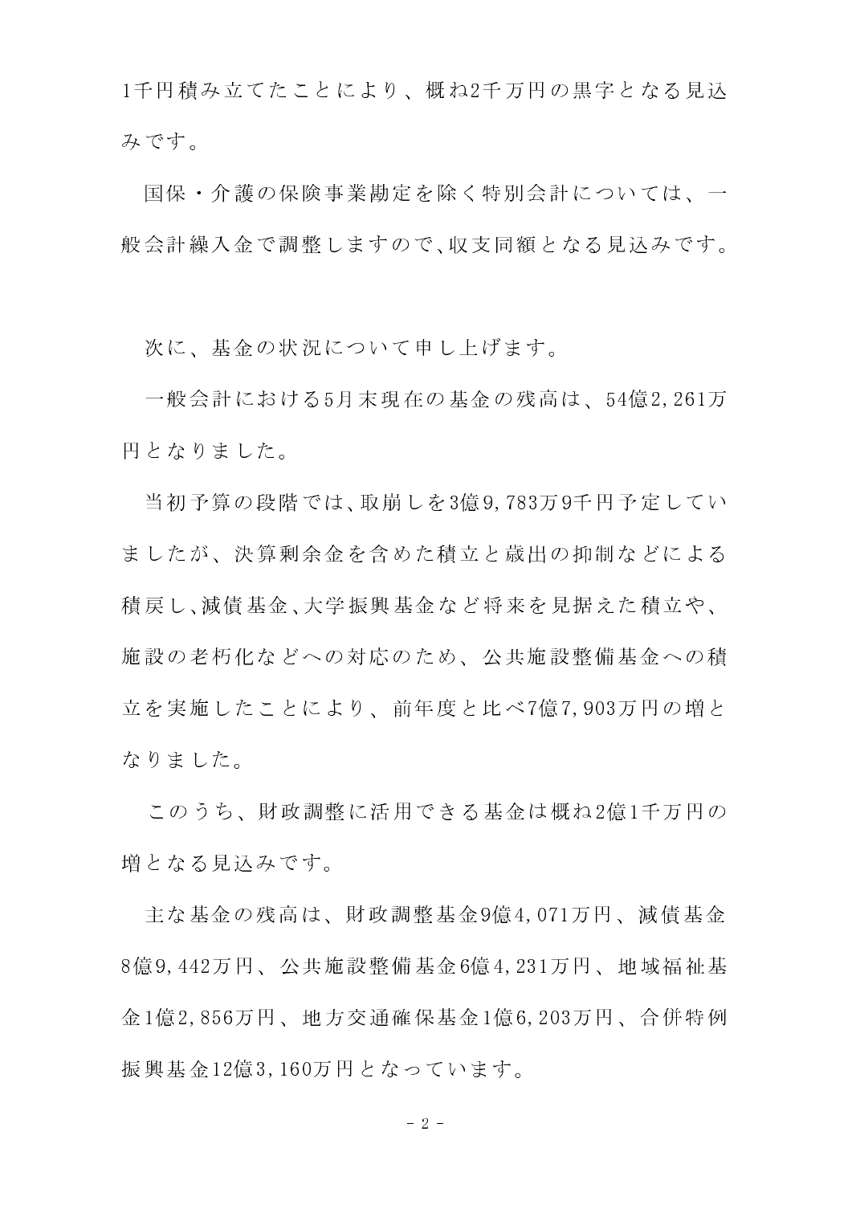1千円積み立てたことにより、概ね2千万円の黒字となる見込みです。

国保・介護の保険事業勘定を除く特別会計については、一般会計繰入金で調整しますので、収支同額となる見込みです。

次に、基金の状況について申し上げます。

一般会計における5月末現在の基金の残高は、54億2,261万円となりました。

当初予算の段階では、取崩しを3億9,783万9千円予定していましたが、決算剰余金を含めた積立と歳出の抑制などによる積戻し、減債基金、大学振興基金など将来を見据えた積立や、施設の老朽化などへの対応のため、公共施設整備基金への積立を実施したことにより、前年度と比べ7億7,903万円の増となりました。

このうち、財政調整に活用できる基金は概ね2億1千万円の増となる見込みです。

主な基金の残高は、財政調整基金9億4,071万円、減債基金8億9,442万円、公共施設整備基金6億4,231万円、地域福祉基金1億2,856万円、地方交通確保基金1億6,203万円、合併特例振興基金12億3,160万円となっています。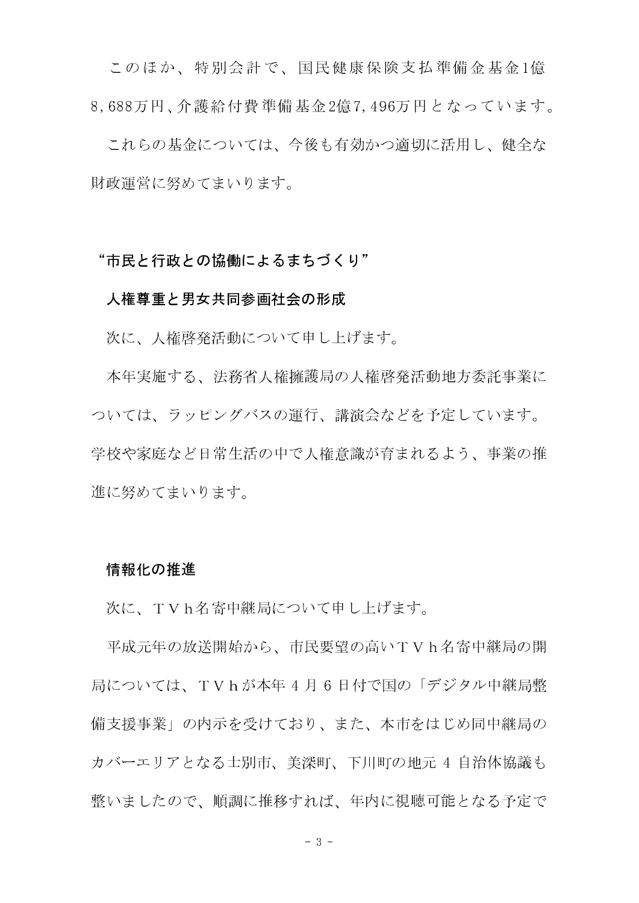このほか、特別会計で、国民健康保険支払準備金基金1億8,688万円、介護給付費準備基金2億7,496万円となっています。

これらの基金については、今後も有効かつ適切に活用し、健全な財政運営に努めてまいります。

## “市民と行政との協働によるまちづくり”

### 人権尊重と男女共同参画社会の形成

次に、人権啓発活動について申し上げます。

本年実施する、法務省人権擁護局の人権啓発活動地方委託事業については、ラッピングバスの運行、講演会などを予定しています。学校や家庭など日常生活の中で人権意識が育まれるよう、事業の推進に努めてまいります。

### 情報化の推進

次に、ＴＶｈ名寄中継局について申し上げます。

平成元年の放送開始から、市民要望の高いＴＶｈ名寄中継局の開局については、ＴＶｈが本年 4 月 6 日付で国の「デジタル中継局整備支援事業」の内示を受けており、また、本市をはじめ同中継局のカバーエリアとなる士別市、美深町、下川町の地元 4 自治体協議も整いましたので、順調に推移すれば、年内に視聴可能となる予定で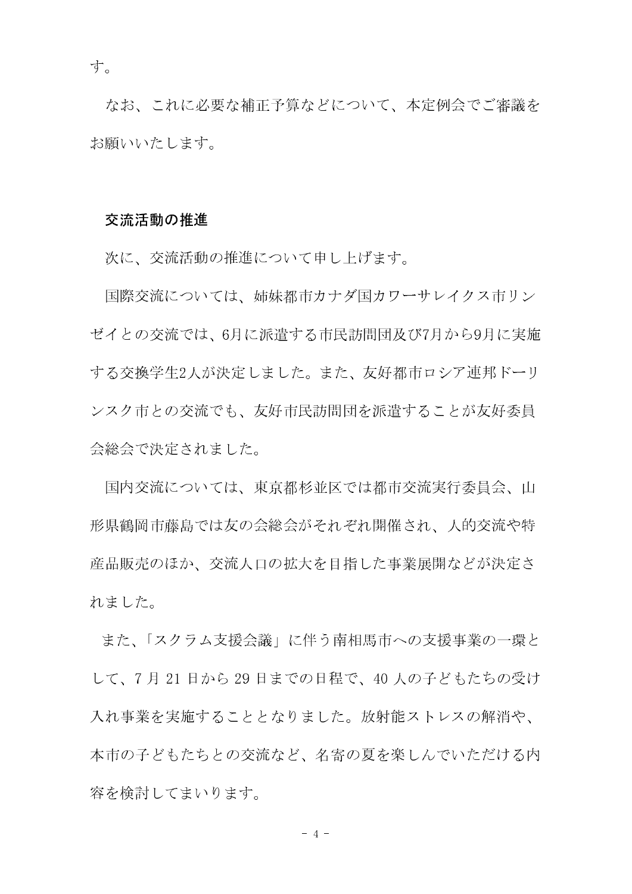す。

なお、これに必要な補正予算などについて、本定例会でご審議をお願いいたします。

## 交流活動の推進

次に、交流活動の推進について申し上げます。

国際交流については、姉妹都市カナダ国カワーサレイクス市リンゼイとの交流では、6月に派遣する市民訪問団及び7月から9月に実施する交換学生2人が決定しました。また、友好都市ロシア連邦ドーリンスク市との交流でも、友好市民訪問団を派遣することが友好委員会総会で決定されました。

国内交流については、東京都杉並区では都市交流実行委員会、山形県鶴岡市藤島では友の会総会がそれぞれ開催され、人的交流や特産品販売のほか、交流人口の拡大を目指した事業展開などが決定されました。

また、「スクラム支援会議」に伴う南相馬市への支援事業の一環として、7 月 21 日から 29 日までの日程で、40 人の子どもたちの受け入れ事業を実施することとなりました。放射能ストレスの解消や、本市の子どもたちとの交流など、名寄の夏を楽しんでいただける内容を検討してまいります。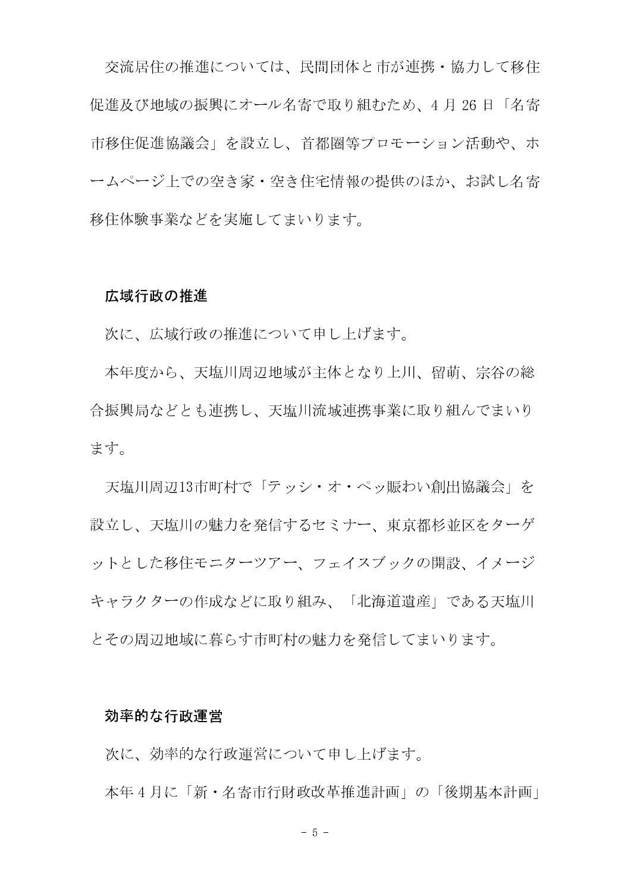交流居住の推進については、民間団体と市が連携・協力して移住促進及び地域の振興にオール名寄で取り組むため、4 月 26 日「名寄市移住促進協議会」を設立し、首都圏等プロモーション活動や、ホームページ上での空き家・空き住宅情報の提供のほか、お試し名寄移住体験事業などを実施してまいります。

## 広域行政の推進

次に、広域行政の推進について申し上げます。

本年度から、天塩川周辺地域が主体となり上川、留萌、宗谷の総合振興局などとも連携し、天塩川流域連携事業に取り組んでまいります。

天塩川周辺13市町村で「テッシ・オ・ペッ賑わい創出協議会」を設立し、天塩川の魅力を発信するセミナー、東京都杉並区をターゲットとした移住モニターツアー、フェイスブックの開設、イメージキャラクターの作成などに取り組み、「北海道遺産」である天塩川とその周辺地域に暮らす市町村の魅力を発信してまいります。

## 効率的な行政運営

次に、効率的な行政運営について申し上げます。

本年 4 月に「新・名寄市行財政改革推進計画」の「後期基本計画」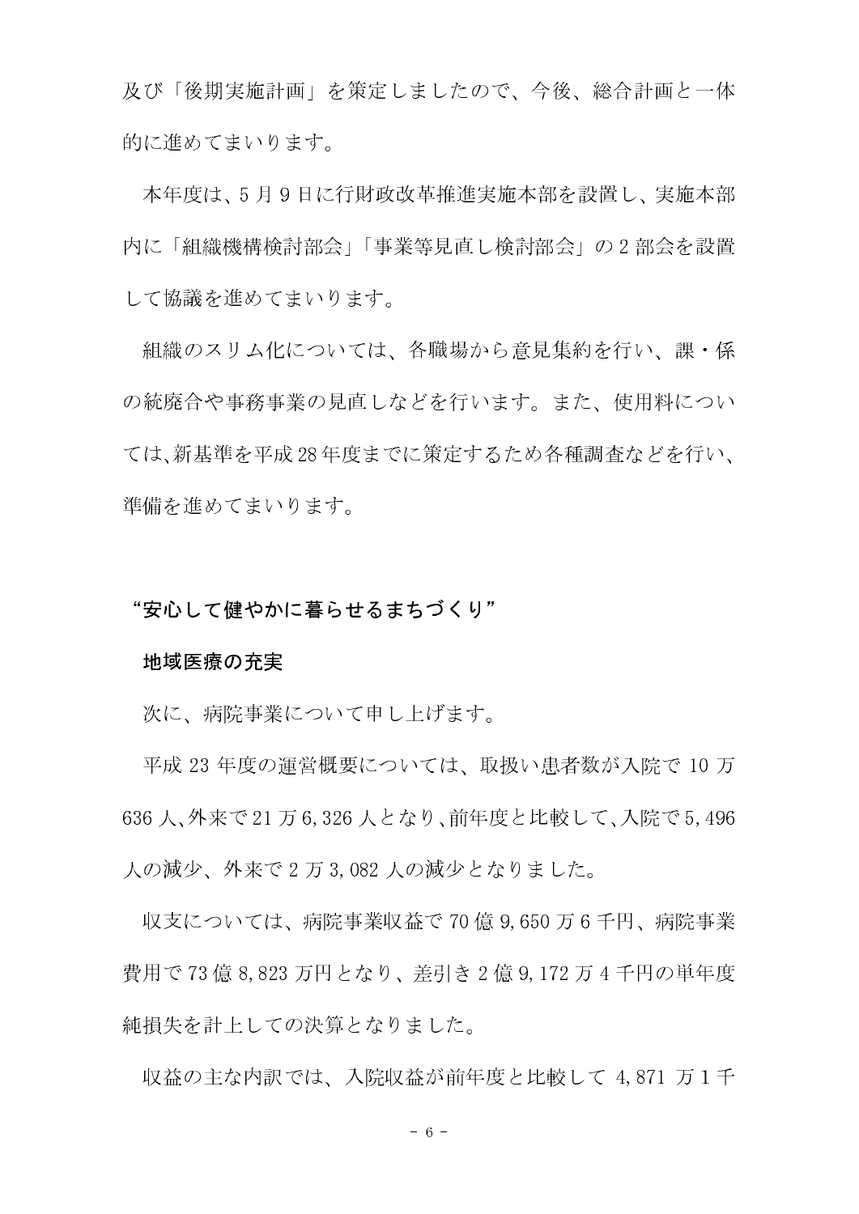及び「後期実施計画」を策定しましたので、今後、総合計画と一体的に進めてまいります。

本年度は、5 月 9 日に行財政改革推進実施本部を設置し、実施本部内に「組織機構検討部会」「事業等見直し検討部会」の 2 部会を設置して協議を進めてまいります。

組織のスリム化については、各職場から意見集約を行い、課・係の統廃合や事務事業の見直しなどを行います。また、使用料については、新基準を平成 28 年度までに策定するため各種調査などを行い、準備を進めてまいります。

## “安心して健やかに暮らせるまちづくり”

### 地域医療の充実

次に、病院事業について申し上げます。

平成 23 年度の運営概要については、取扱い患者数が入院で 10 万 636 人、外来で 21 万 6,326 人となり、前年度と比較して、入院で 5,496 人の減少、外来で 2 万 3,082 人の減少となりました。

収支については、病院事業収益で 70 億 9,650 万 6 千円、病院事業費用で 73 億 8,823 万円となり、差引き 2 億 9,172 万 4 千円の単年度純損失を計上しての決算となりました。

収益の主な内訳では、入院収益が前年度と比較して 4,871 万 1 千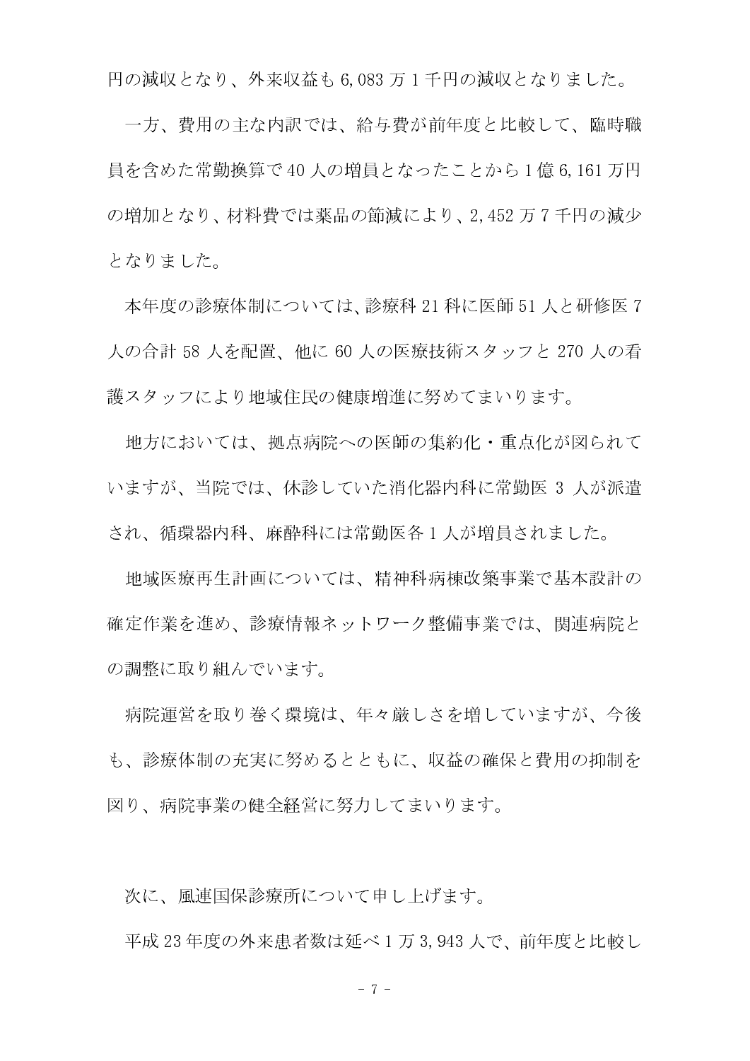円の減収となり、外来収益も 6,083 万 1 千円の減収となりました。

一方、費用の主な内訳では、給与費が前年度と比較して、臨時職員を含めた常勤換算で 40 人の増員となったことから 1 億 6,161 万円の増加となり、材料費では薬品の節減により、2,452 万 7 千円の減少となりました。

本年度の診療体制については、診療科 21 科に医師 51 人と研修医 7 人の合計 58 人を配置、他に 60 人の医療技術スタッフと 270 人の看護スタッフにより地域住民の健康増進に努めてまいります。

地方においては、拠点病院への医師の集約化・重点化が図られていますが、当院では、休診していた消化器内科に常勤医 3 人が派遣され、循環器内科、麻酔科には常勤医各 1 人が増員されました。

地域医療再生計画については、精神科病棟改築事業で基本設計の確定作業を進め、診療情報ネットワーク整備事業では、関連病院との調整に取り組んでいます。

病院運営を取り巻く環境は、年々厳しさを増していますが、今後も、診療体制の充実に努めるとともに、収益の確保と費用の抑制を図り、病院事業の健全経営に努力してまいります。

次に、風連国保診療所について申し上げます。

平成 23 年度の外来患者数は延べ 1 万 3,943 人で、前年度と比較し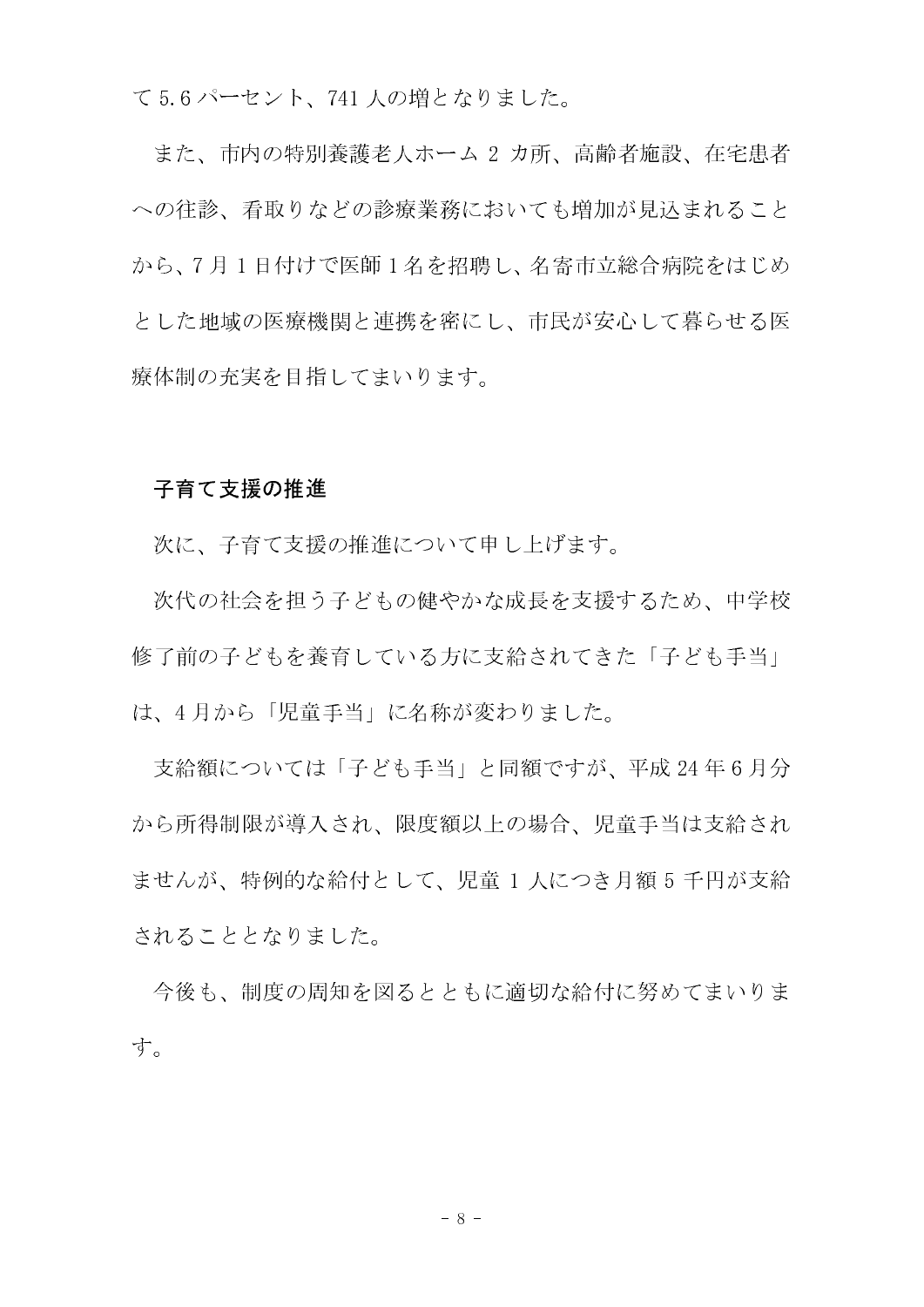て5.6パーセント、741人の増となりました。

また、市内の特別養護老人ホーム2カ所、高齢者施設、在宅患者への往診、看取りなどの診療業務においても増加が見込まれることから、7月1日付けで医師1名を招聘し、名寄市立総合病院をはじめとした地域の医療機関と連携を密にし、市民が安心して暮らせる医療体制の充実を目指してまいります。

## 子育て支援の推進

次に、子育て支援の推進について申し上げます。

次代の社会を担う子どもの健やかな成長を支援するため、中学校修了前の子どもを養育している方に支給されてきた「子ども手当」は、4月から「児童手当」に名称が変わりました。

支給額については「子ども手当」と同額ですが、平成24年6月分から所得制限が導入され、限度額以上の場合、児童手当は支給されませんが、特例的な給付として、児童1人につき月額5千円が支給されることとなりました。

今後も、制度の周知を図るとともに適切な給付に努めてまいります。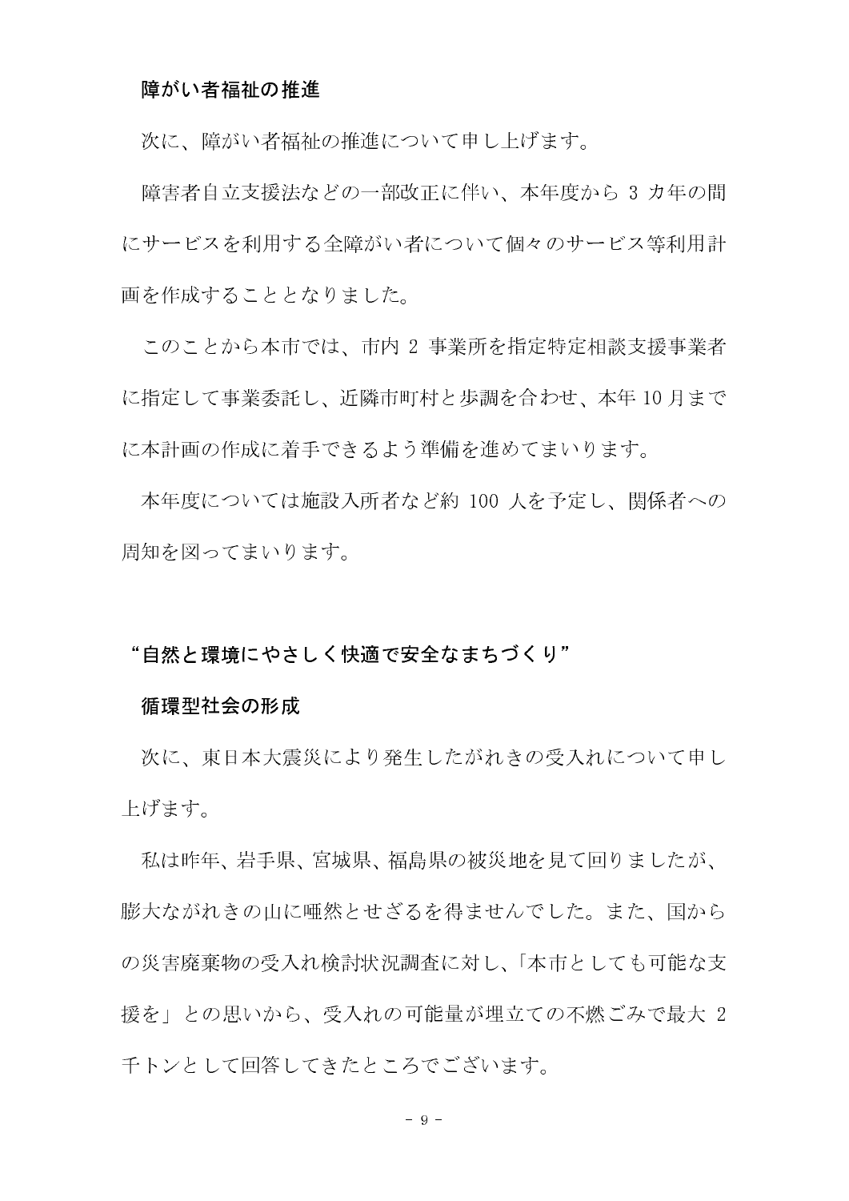### 障がい者福祉の推進

次に、障がい者福祉の推進について申し上げます。

障害者自立支援法などの一部改正に伴い、本年度から 3 カ年の間にサービスを利用する全障がい者について個々のサービス等利用計画を作成することとなりました。

このことから本市では、市内 2 事業所を指定特定相談支援事業者に指定して事業委託し、近隣市町村と歩調を合わせ、本年 10 月までに本計画の作成に着手できるよう準備を進めてまいります。

本年度については施設入所者など約 100 人を予定し、関係者への周知を図ってまいります。

## “自然と環境にやさしく快適で安全なまちづくり”

### 循環型社会の形成

次に、東日本大震災により発生したがれきの受入れについて申し上げます。

私は昨年、岩手県、宮城県、福島県の被災地を見て回りましたが、膨大ながれきの山に唖然とせざるを得ませんでした。また、国からの災害廃棄物の受入れ検討状況調査に対し、「本市としても可能な支援を」との思いから、受入れの可能量が埋立ての不燃ごみで最大 2 千トンとして回答してきたところでございます。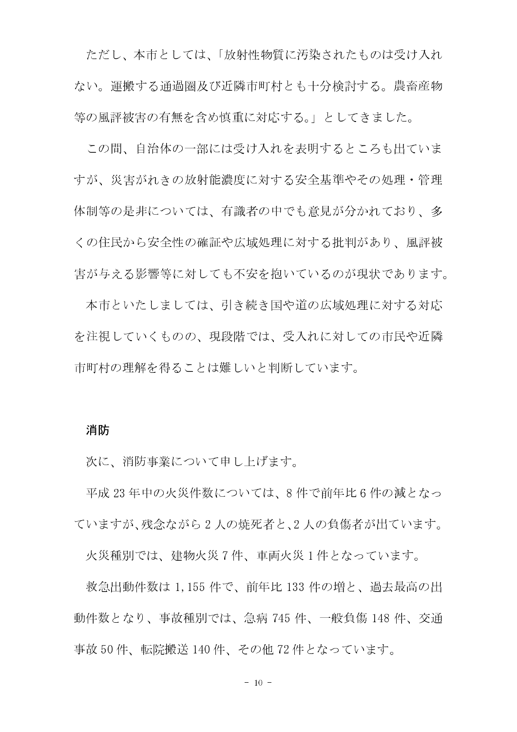ただし、本市としては、「放射性物質に汚染されたものは受け入れない。運搬する通過圏及び近隣市町村とも十分検討する。農畜産物等の風評被害の有無を含め慎重に対応する。」としてきました。

この間、自治体の一部には受け入れを表明するところも出ていますが、災害がれきの放射能濃度に対する安全基準やその処理・管理体制等の是非については、有識者の中でも意見が分かれており、多くの住民から安全性の確証や広域処理に対する批判があり、風評被害が与える影響等に対しても不安を抱いているのが現状であります。

本市といたしましては、引き続き国や道の広域処理に対する対応を注視していくものの、現段階では、受入れに対しての市民や近隣市町村の理解を得ることは難しいと判断しています。

## 消防

次に、消防事業について申し上げます。

平成 23 年中の火災件数については、8 件で前年比 6 件の減となっていますが、残念ながら 2 人の焼死者と、2 人の負傷者が出ています。

火災種別では、建物火災 7 件、車両火災 1 件となっています。

救急出動件数は 1,155 件で、前年比 133 件の増と、過去最高の出動件数となり、事故種別では、急病 745 件、一般負傷 148 件、交通事故 50 件、転院搬送 140 件、その他 72 件となっています。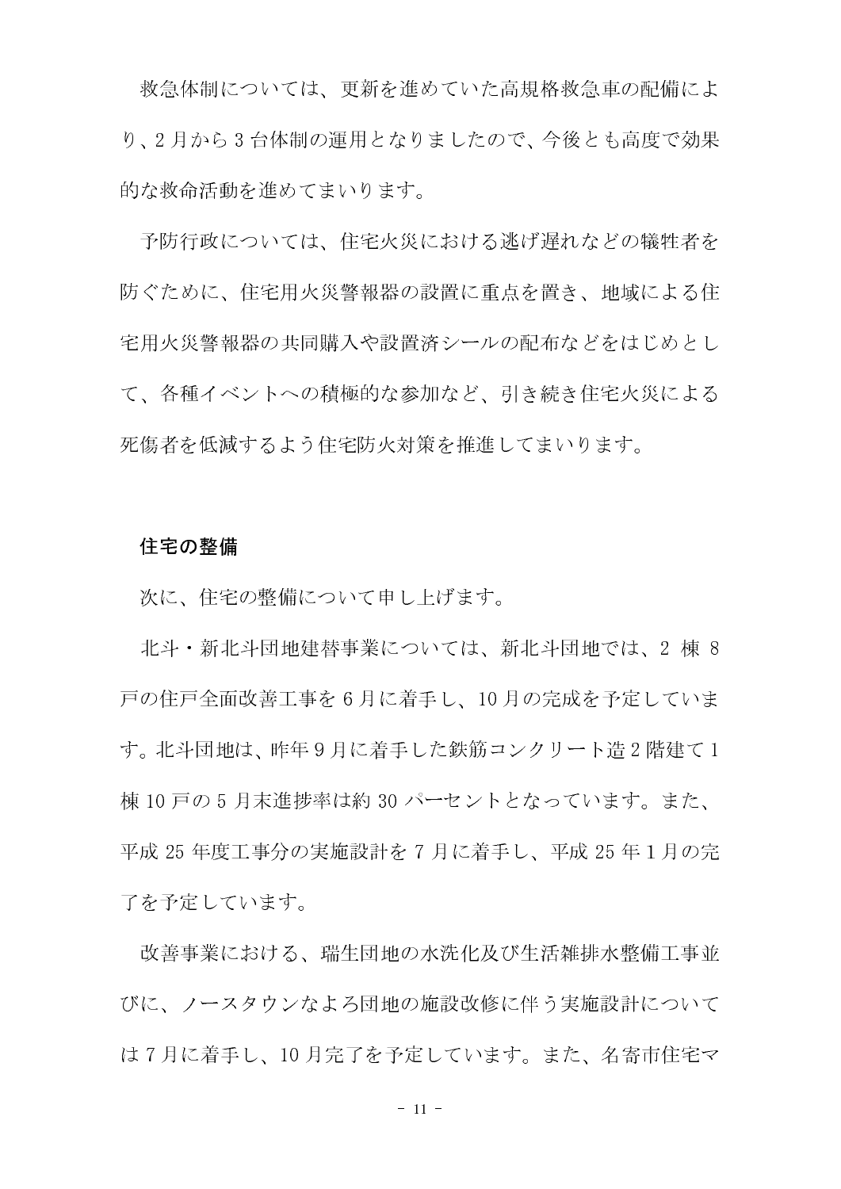救急体制については、更新を進めていた高規格救急車の配備により、2 月から 3 台体制の運用となりましたので、今後とも高度で効果的な救命活動を進めてまいります。

予防行政については、住宅火災における逃げ遅れなどの犠牲者を防ぐために、住宅用火災警報器の設置に重点を置き、地域による住宅用火災警報器の共同購入や設置済シールの配布などをはじめとして、各種イベントへの積極的な参加など、引き続き住宅火災による死傷者を低減するよう住宅防火対策を推進してまいります。

## 住宅の整備

次に、住宅の整備について申し上げます。

北斗・新北斗団地建替事業については、新北斗団地では、2 棟 8 戸の住戸全面改善工事を 6 月に着手し、10 月の完成を予定しています。北斗団地は、昨年 9 月に着手した鉄筋コンクリート造 2 階建て 1 棟 10 戸の 5 月末進捗率は約 30 パーセントとなっています。また、平成 25 年度工事分の実施設計を 7 月に着手し、平成 25 年 1 月の完了を予定しています。

改善事業における、瑞生団地の水洗化及び生活雑排水整備工事並びに、ノースタウンなよろ団地の施設改修に伴う実施設計については 7 月に着手し、10 月完了を予定しています。また、名寄市住宅マ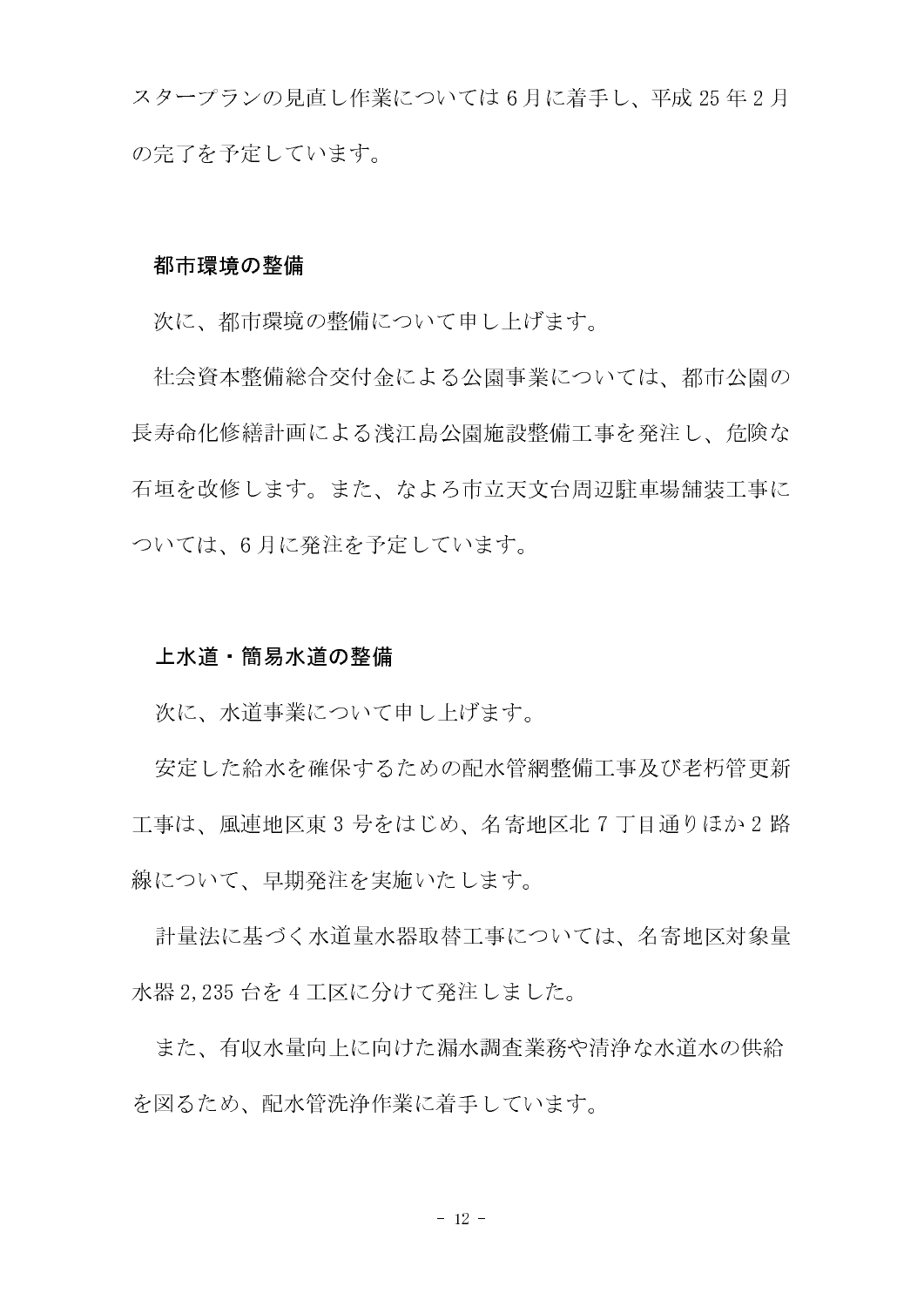スタープランの見直し作業については6月に着手し、平成25年2月の完了を予定しています。

## 都市環境の整備

次に、都市環境の整備について申し上げます。

社会資本整備総合交付金による公園事業については、都市公園の長寿命化修繕計画による浅江島公園施設整備工事を発注し、危険な石垣を改修します。また、なよろ市立天文台周辺駐車場舗装工事については、6月に発注を予定しています。

## 上水道・簡易水道の整備

次に、水道事業について申し上げます。

安定した給水を確保するための配水管網整備工事及び老朽管更新工事は、風連地区東3号をはじめ、名寄地区北7丁目通りほか2路線について、早期発注を実施いたします。

計量法に基づく水道量水器取替工事については、名寄地区対象量水器2,235台を4工区に分けて発注しました。

また、有収水量向上に向けた漏水調査業務や清浄な水道水の供給を図るため、配水管洗浄作業に着手しています。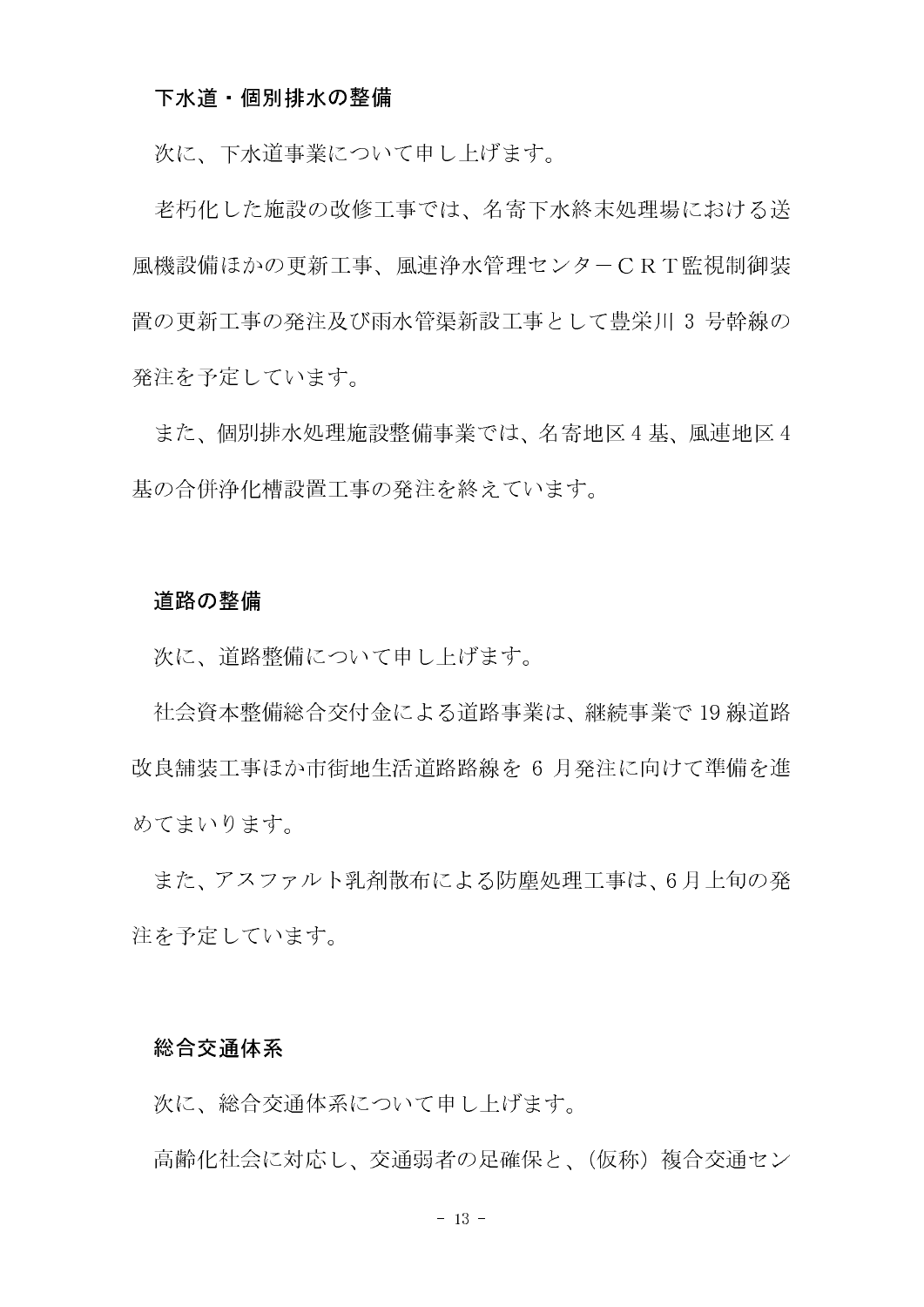### 下水道・個別排水の整備

次に、下水道事業について申し上げます。

老朽化した施設の改修工事では、名寄下水終末処理場における送風機設備ほかの更新工事、風連浄水管理センターＣＲＴ監視制御装置の更新工事の発注及び雨水管渠新設工事として豊栄川 3 号幹線の発注を予定しています。

また、個別排水処理施設整備事業では、名寄地区 4 基、風連地区 4 基の合併浄化槽設置工事の発注を終えています。

### 道路の整備

次に、道路整備について申し上げます。

社会資本整備総合交付金による道路事業は、継続事業で 19 線道路改良舗装工事ほか市街地生活道路路線を 6 月発注に向けて準備を進めてまいります。

また、アスファルト乳剤散布による防塵処理工事は、6 月上旬の発注を予定しています。

### 総合交通体系

次に、総合交通体系について申し上げます。

高齢化社会に対応し、交通弱者の足確保と、（仮称）複合交通セン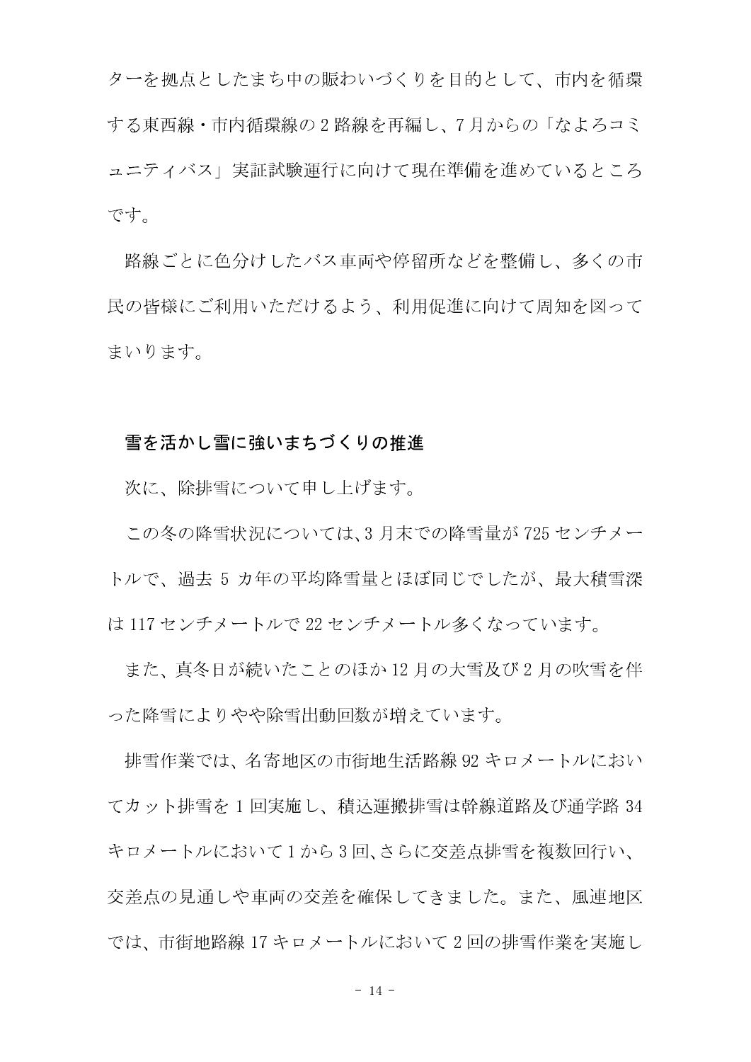ターを拠点としたまち中の賑わいづくりを目的として、市内を循環する東西線・市内循環線の2路線を再編し、7月からの「なよろコミュニティバス」実証試験運行に向けて現在準備を進めているところです。

路線ごとに色分けしたバス車両や停留所などを整備し、多くの市民の皆様にご利用いただけるよう、利用促進に向けて周知を図ってまいります。

## 雪を活かし雪に強いまちづくりの推進

次に、除排雪について申し上げます。

この冬の降雪状況については、3月末での降雪量が725センチメートルで、過去5カ年の平均降雪量とほぼ同じでしたが、最大積雪深は117センチメートルで22センチメートル多くなっています。

また、真冬日が続いたことのほか12月の大雪及び2月の吹雪を伴った降雪によりやや除雪出動回数が増えています。

排雪作業では、名寄地区の市街地生活路線92キロメートルにおいてカット排雪を1回実施し、積込運搬排雪は幹線道路及び通学路34キロメートルにおいて1から3回、さらに交差点排雪を複数回行い、交差点の見通しや車両の交差を確保してきました。また、風連地区では、市街地路線17キロメートルにおいて2回の排雪作業を実施し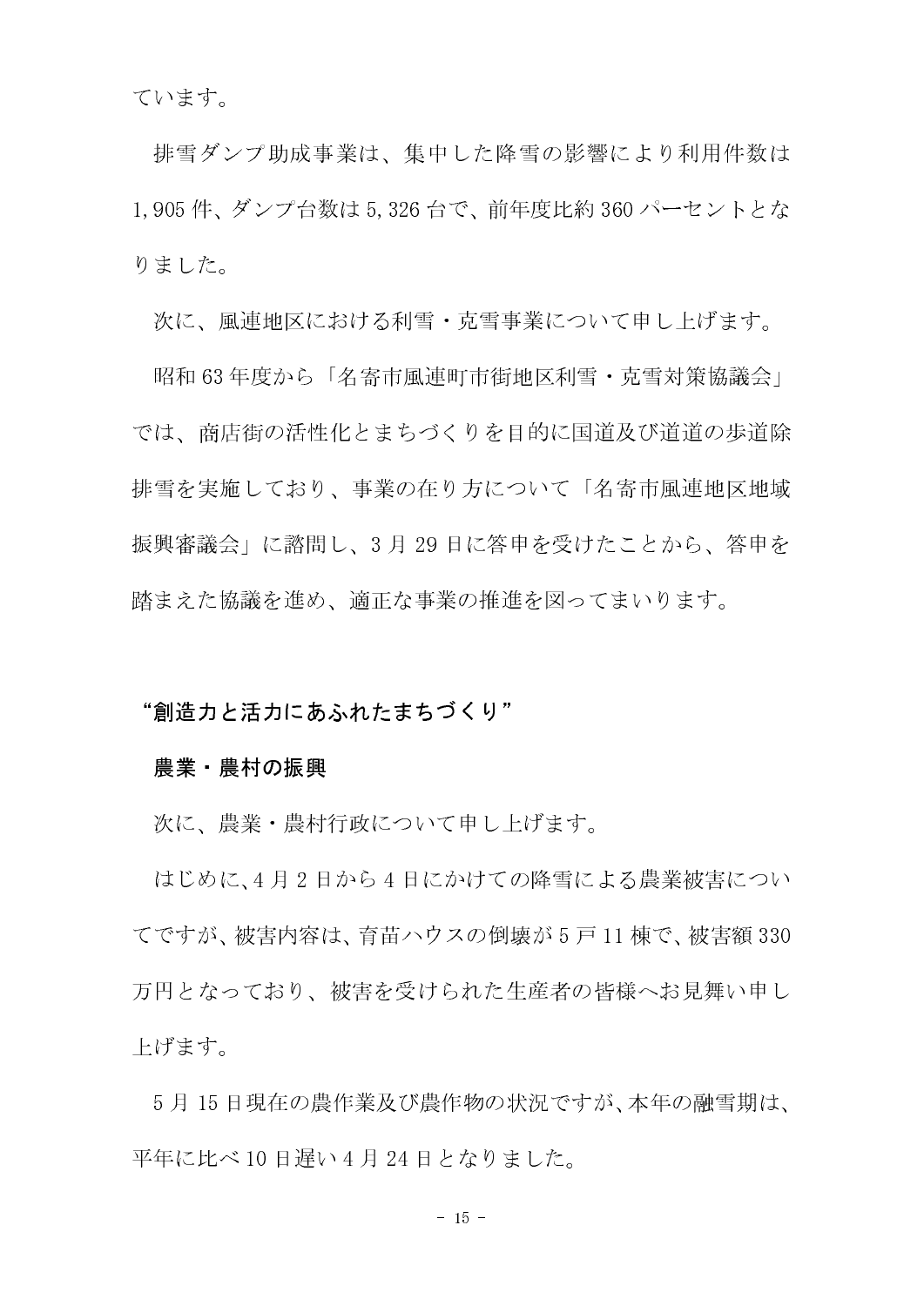ています。

排雪ダンプ助成事業は、集中した降雪の影響により利用件数は 1,905 件、ダンプ台数は 5,326 台で、前年度比約 360 パーセントとなりました。

次に、風連地区における利雪・克雪事業について申し上げます。

昭和 63 年度から「名寄市風連町市街地区利雪・克雪対策協議会」では、商店街の活性化とまちづくりを目的に国道及び道道の歩道除排雪を実施しており、事業の在り方について「名寄市風連地区地域振興審議会」に諮問し、3 月 29 日に答申を受けたことから、答申を踏まえた協議を進め、適正な事業の推進を図ってまいります。

### “創造力と活力にあふれたまちづくり”

#### 農業・農村の振興

次に、農業・農村行政について申し上げます。

はじめに、4 月 2 日から 4 日にかけての降雪による農業被害についてですが、被害内容は、育苗ハウスの倒壊が 5 戸 11 棟で、被害額 330 万円となっており、被害を受けられた生産者の皆様へお見舞い申し上げます。

5 月 15 日現在の農作業及び農作物の状況ですが、本年の融雪期は、平年に比べ 10 日遅い 4 月 24 日となりました。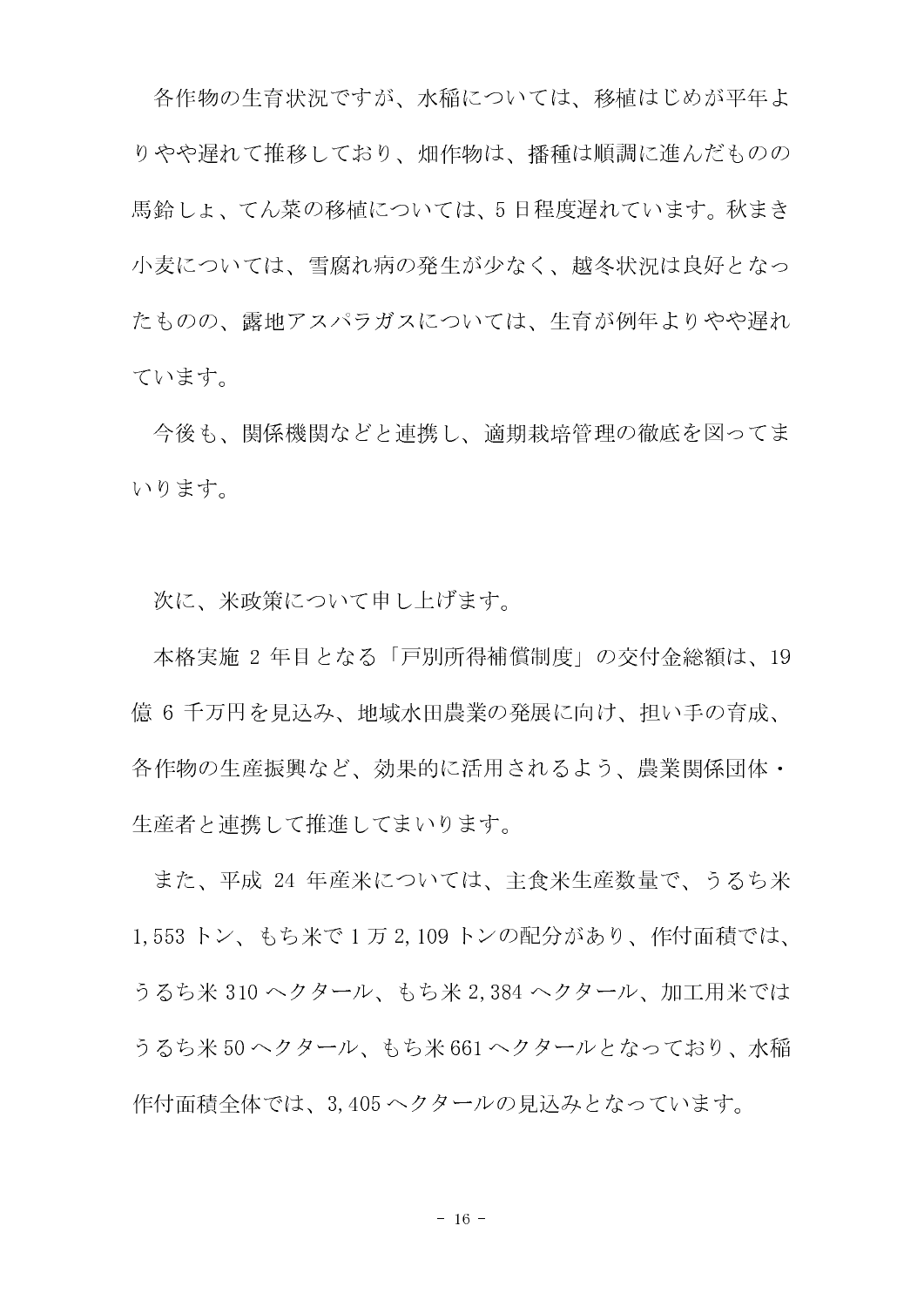各作物の生育状況ですが、水稲については、移植はじめが平年よりやや遅れて推移しており、畑作物は、播種は順調に進んだものの馬鈴しょ、てん菜の移植については、5 日程度遅れています。秋まき小麦については、雪腐れ病の発生が少なく、越冬状況は良好となったものの、露地アスパラガスについては、生育が例年よりやや遅れています。

今後も、関係機関などと連携し、適期栽培管理の徹底を図ってまいります。

次に、米政策について申し上げます。

本格実施 2 年目となる「戸別所得補償制度」の交付金総額は、19 億 6 千万円を見込み、地域水田農業の発展に向け、担い手の育成、各作物の生産振興など、効果的に活用されるよう、農業関係団体・生産者と連携して推進してまいります。

また、平成 24 年産米については、主食米生産数量で、うるち米 1,553 トン、もち米で 1 万 2,109 トンの配分があり、作付面積では、うるち米 310 ヘクタール、もち米 2,384 ヘクタール、加工用米ではうるち米 50 ヘクタール、もち米 661 ヘクタールとなっており、水稲作付面積全体では、3,405 ヘクタールの見込みとなっています。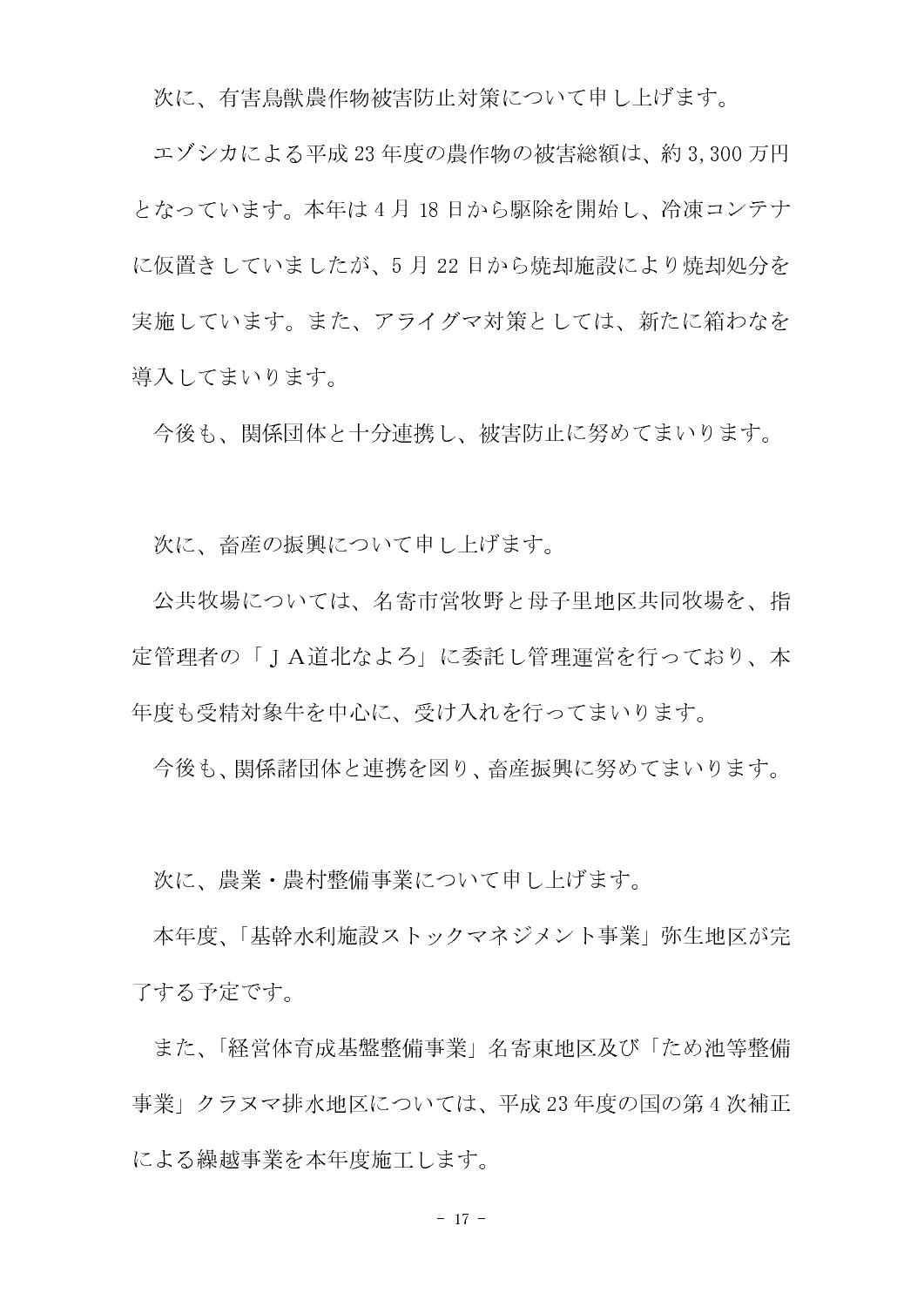次に、有害鳥獣農作物被害防止対策について申し上げます。

エゾシカによる平成23年度の農作物の被害総額は、約3,300万円となっています。本年は4月18日から駆除を開始し、冷凍コンテナに仮置きしていましたが、5月22日から焼却施設により焼却処分を実施しています。また、アライグマ対策としては、新たに箱わなを導入してまいります。

今後も、関係団体と十分連携し、被害防止に努めてまいります。

次に、畜産の振興について申し上げます。

公共牧場については、名寄市営牧野と母子里地区共同牧場を、指定管理者の「ＪＡ道北なよろ」に委託し管理運営を行っており、本年度も受精対象牛を中心に、受け入れを行ってまいります。

今後も、関係諸団体と連携を図り、畜産振興に努めてまいります。

次に、農業・農村整備事業について申し上げます。

本年度、「基幹水利施設ストックマネジメント事業」弥生地区が完了する予定です。

また、「経営体育成基盤整備事業」名寄東地区及び「ため池等整備事業」クラヌマ排水地区については、平成23年度の国の第4次補正による繰越事業を本年度施工します。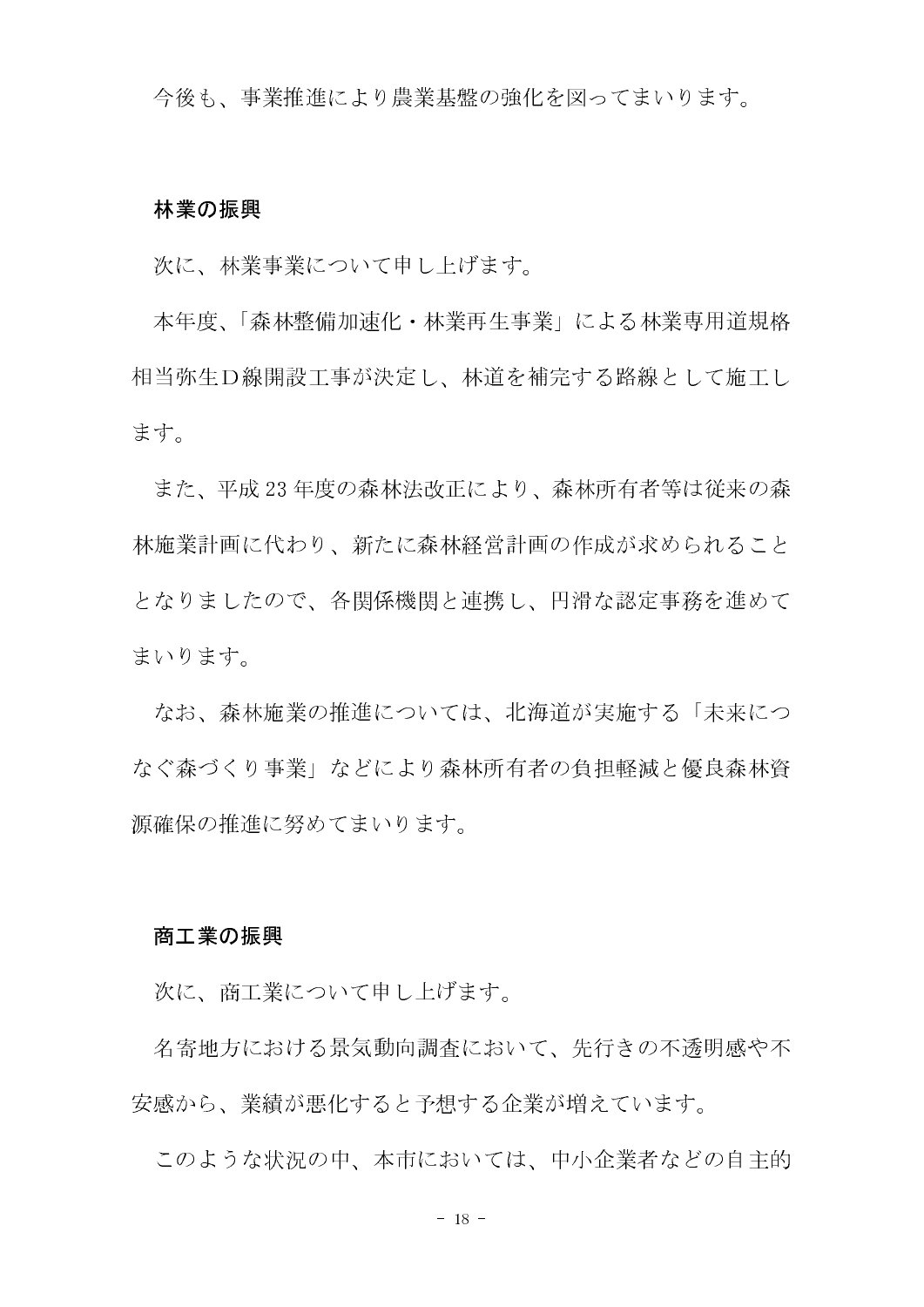今後も、事業推進により農業基盤の強化を図ってまいります。

## 林業の振興

次に、林業事業について申し上げます。

本年度、「森林整備加速化・林業再生事業」による林業専用道規格相当弥生Ｄ線開設工事が決定し、林道を補完する路線として施工します。

また、平成 23 年度の森林法改正により、森林所有者等は従来の森林施業計画に代わり、新たに森林経営計画の作成が求められることとなりましたので、各関係機関と連携し、円滑な認定事務を進めてまいります。

なお、森林施業の推進については、北海道が実施する「未来につなぐ森づくり事業」などにより森林所有者の負担軽減と優良森林資源確保の推進に努めてまいります。

## 商工業の振興

次に、商工業について申し上げます。

名寄地方における景気動向調査において、先行きの不透明感や不安感から、業績が悪化すると予想する企業が増えています。

このような状況の中、本市においては、中小企業者などの自主的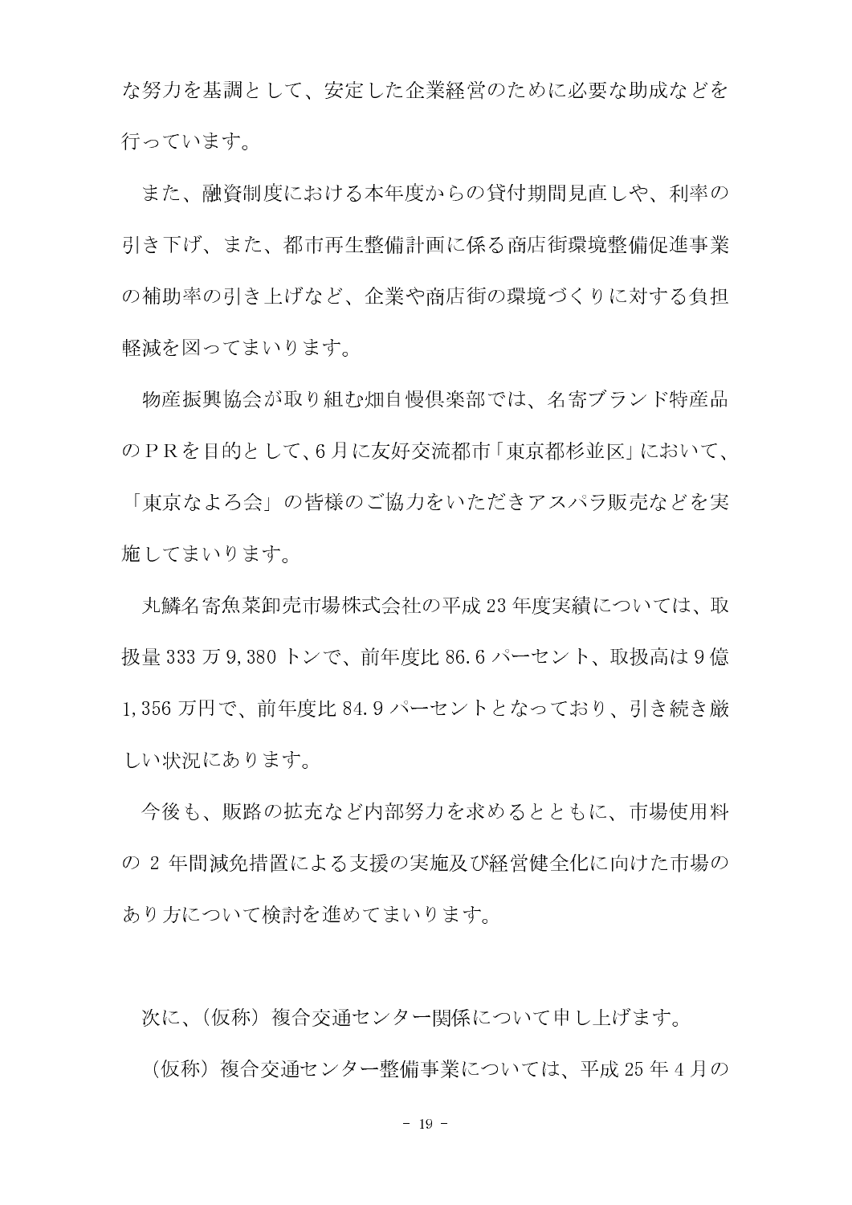な努力を基調として、安定した企業経営のために必要な助成などを行っています。

また、融資制度における本年度からの貸付期間見直しや、利率の引き下げ、また、都市再生整備計画に係る商店街環境整備促進事業の補助率の引き上げなど、企業や商店街の環境づくりに対する負担軽減を図ってまいります。

物産振興協会が取り組む畑自慢倶楽部では、名寄ブランド特産品のＰＲを目的として、6 月に友好交流都市「東京都杉並区」において、「東京なよろ会」の皆様のご協力をいただきアスパラ販売などを実施してまいります。

丸鱗名寄魚菜卸売市場株式会社の平成 23 年度実績については、取扱量 333 万 9,380 トンで、前年度比 86.6 パーセント、取扱高は 9 億 1,356 万円で、前年度比 84.9 パーセントとなっており、引き続き厳しい状況にあります。

今後も、販路の拡充など内部努力を求めるとともに、市場使用料の 2 年間減免措置による支援の実施及び経営健全化に向けた市場のあり方について検討を進めてまいります。

次に、（仮称）複合交通センター関係について申し上げます。

（仮称）複合交通センター整備事業については、平成 25 年 4 月の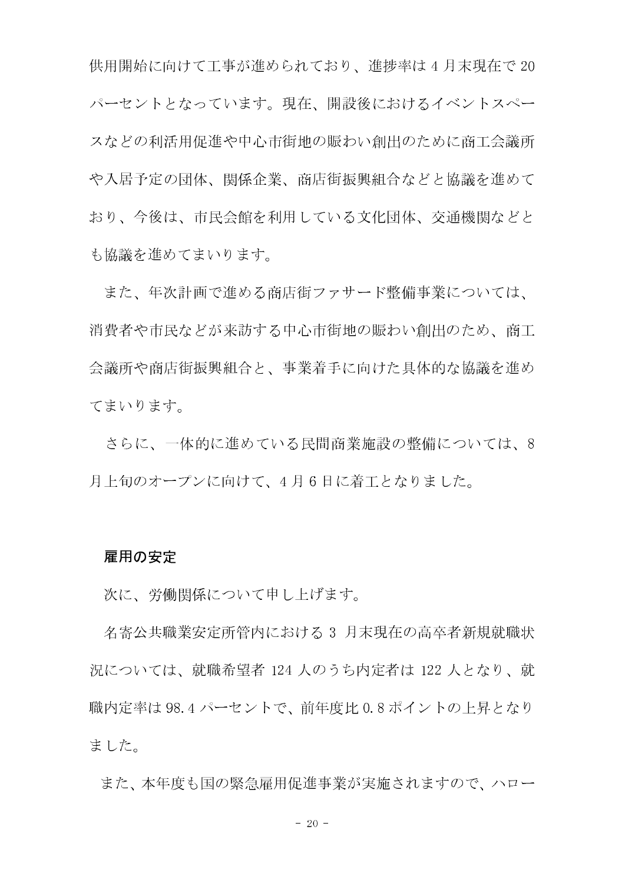供用開始に向けて工事が進められており、進捗率は4月末現在で20パーセントとなっています。現在、開設後におけるイベントスペースなどの利活用促進や中心市街地の賑わい創出のために商工会議所や入居予定の団体、関係企業、商店街振興組合などと協議を進めており、今後は、市民会館を利用している文化団体、交通機関などとも協議を進めてまいります。

また、年次計画で進める商店街ファサード整備事業については、消費者や市民などが来訪する中心市街地の賑わい創出のため、商工会議所や商店街振興組合と、事業着手に向けた具体的な協議を進めてまいります。

さらに、一体的に進めている民間商業施設の整備については、8月上旬のオープンに向けて、4月6日に着工となりました。

### 雇用の安定

次に、労働関係について申し上げます。

名寄公共職業安定所管内における3月末現在の高卒者新規就職状況については、就職希望者124人のうち内定者は122人となり、就職内定率は98.4パーセントで、前年度比0.8ポイントの上昇となりました。

また、本年度も国の緊急雇用促進事業が実施されますので、ハロー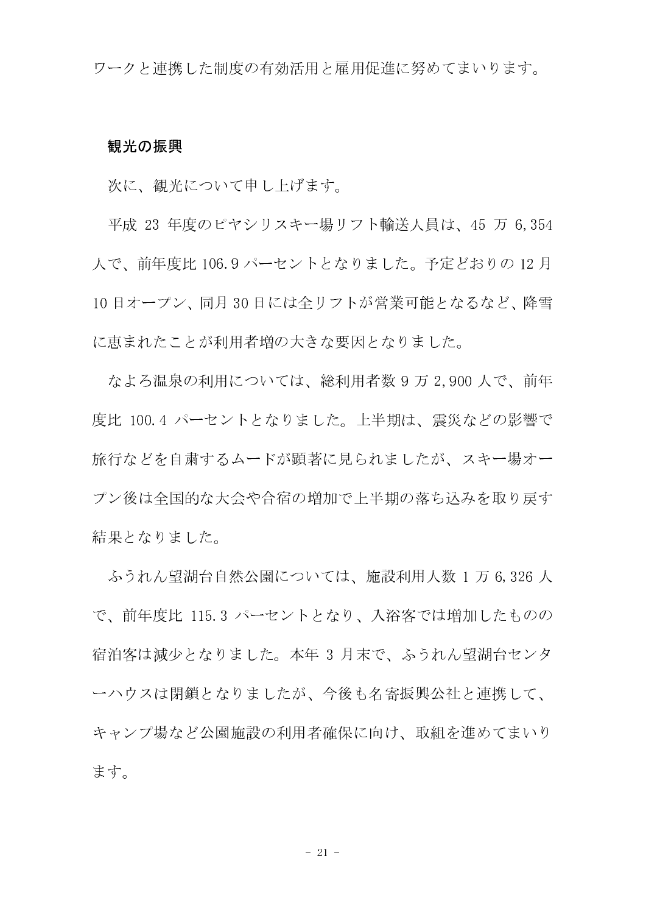ワークと連携した制度の有効活用と雇用促進に努めてまいります。

## 観光の振興

次に、観光について申し上げます。

平成 23 年度のピヤシリスキー場リフト輸送人員は、45 万 6,354 人で、前年度比 106.9 パーセントとなりました。予定どおりの 12 月 10 日オープン、同月 30 日には全リフトが営業可能となるなど、降雪に恵まれたことが利用者増の大きな要因となりました。

なよろ温泉の利用については、総利用者数 9 万 2,900 人で、前年度比 100.4 パーセントとなりました。上半期は、震災などの影響で旅行などを自粛するムードが顕著に見られましたが、スキー場オープン後は全国的な大会や合宿の増加で上半期の落ち込みを取り戻す結果となりました。

ふうれん望湖台自然公園については、施設利用人数 1 万 6,326 人で、前年度比 115.3 パーセントとなり、入浴客では増加したものの宿泊客は減少となりました。本年 3 月末で、ふうれん望湖台センターハウスは閉鎖となりましたが、今後も名寄振興公社と連携して、キャンプ場など公園施設の利用者確保に向け、取組を進めてまいります。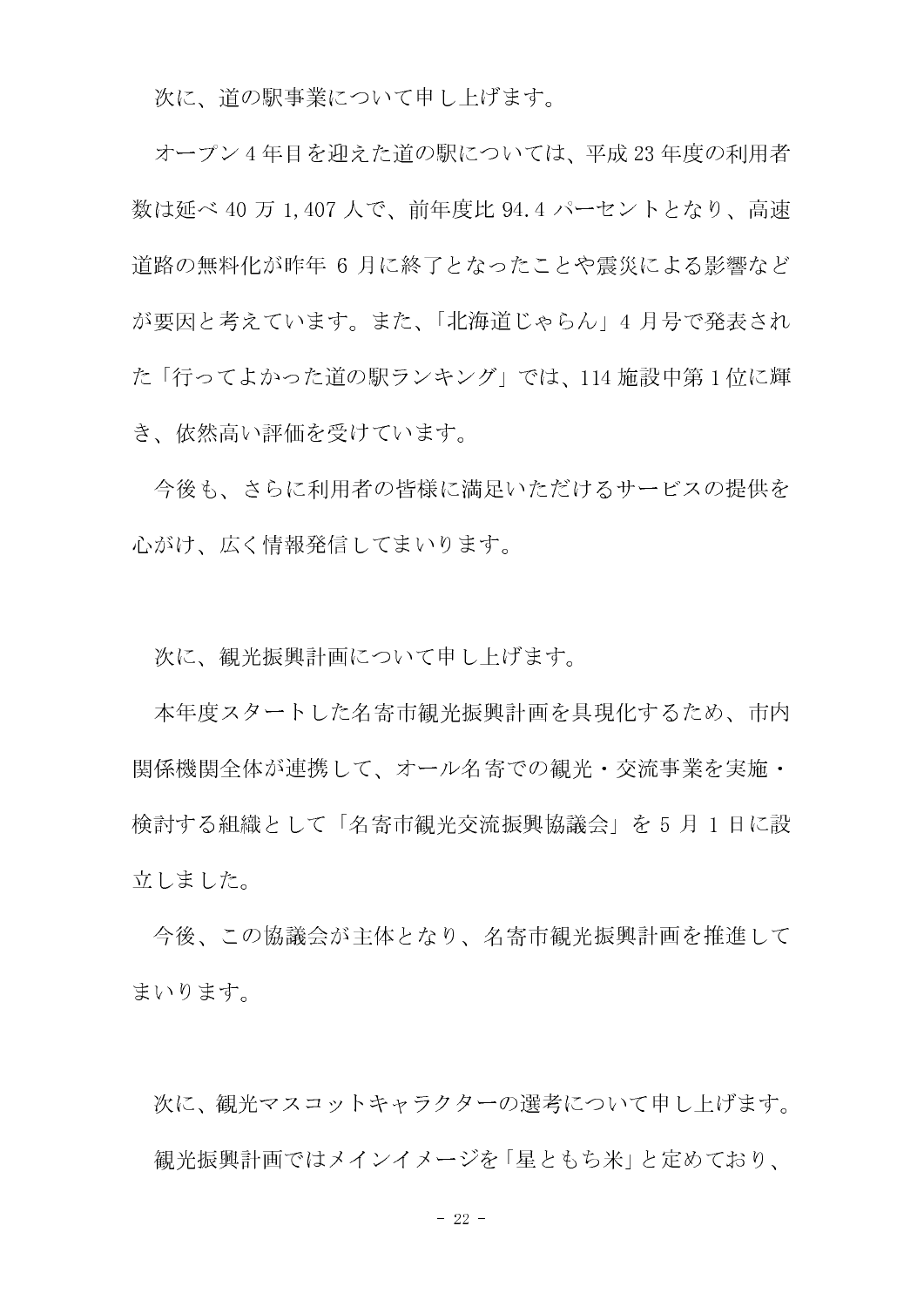次に、道の駅事業について申し上げます。

オープン4年目を迎えた道の駅については、平成23年度の利用者数は延べ40万1,407人で、前年度比94.4パーセントとなり、高速道路の無料化が昨年6月に終了となったことや震災による影響などが要因と考えています。また、「北海道じゃらん」4月号で発表された「行ってよかった道の駅ランキング」では、114施設中第1位に輝き、依然高い評価を受けています。

今後も、さらに利用者の皆様に満足いただけるサービスの提供を心がけ、広く情報発信してまいります。

次に、観光振興計画について申し上げます。

本年度スタートした名寄市観光振興計画を具現化するため、市内関係機関全体が連携して、オール名寄での観光・交流事業を実施・検討する組織として「名寄市観光交流振興協議会」を5月1日に設立しました。

今後、この協議会が主体となり、名寄市観光振興計画を推進してまいります。

次に、観光マスコットキャラクターの選考について申し上げます。

観光振興計画ではメインイメージを「星ともち米」と定めており、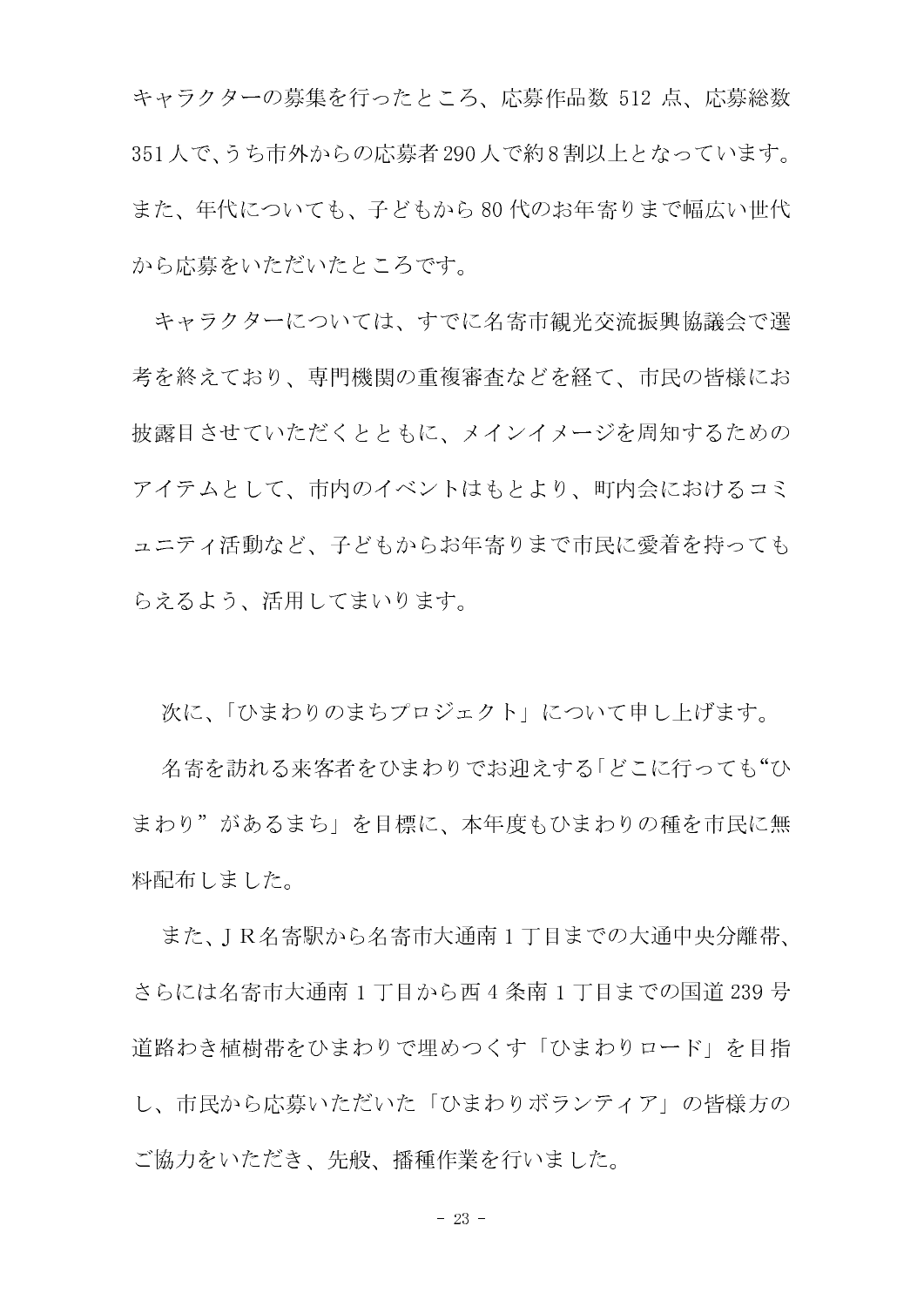キャラクターの募集を行ったところ、応募作品数 512 点、応募総数351人で、うち市外からの応募者290人で約8割以上となっています。また、年代についても、子どもから80代のお年寄りまで幅広い世代から応募をいただいたところです。

キャラクターについては、すでに名寄市観光交流振興協議会で選考を終えており、専門機関の重複審査などを経て、市民の皆様にお披露目させていただくとともに、メインイメージを周知するためのアイテムとして、市内のイベントはもとより、町内会におけるコミュニティ活動など、子どもからお年寄りまで市民に愛着を持ってもらえるよう、活用してまいります。

次に、「ひまわりのまちプロジェクト」について申し上げます。

名寄を訪れる来客者をひまわりでお迎えする「どこに行っても“ひまわり”があるまち」を目標に、本年度もひまわりの種を市民に無料配布しました。

また、ＪＲ名寄駅から名寄市大通南１丁目までの大通中央分離帯、さらには名寄市大通南１丁目から西４条南１丁目までの国道239号道路わき植樹帯をひまわりで埋めつくす「ひまわりロード」を目指し、市民から応募いただいた「ひまわりボランティア」の皆様方のご協力をいただき、先般、播種作業を行いました。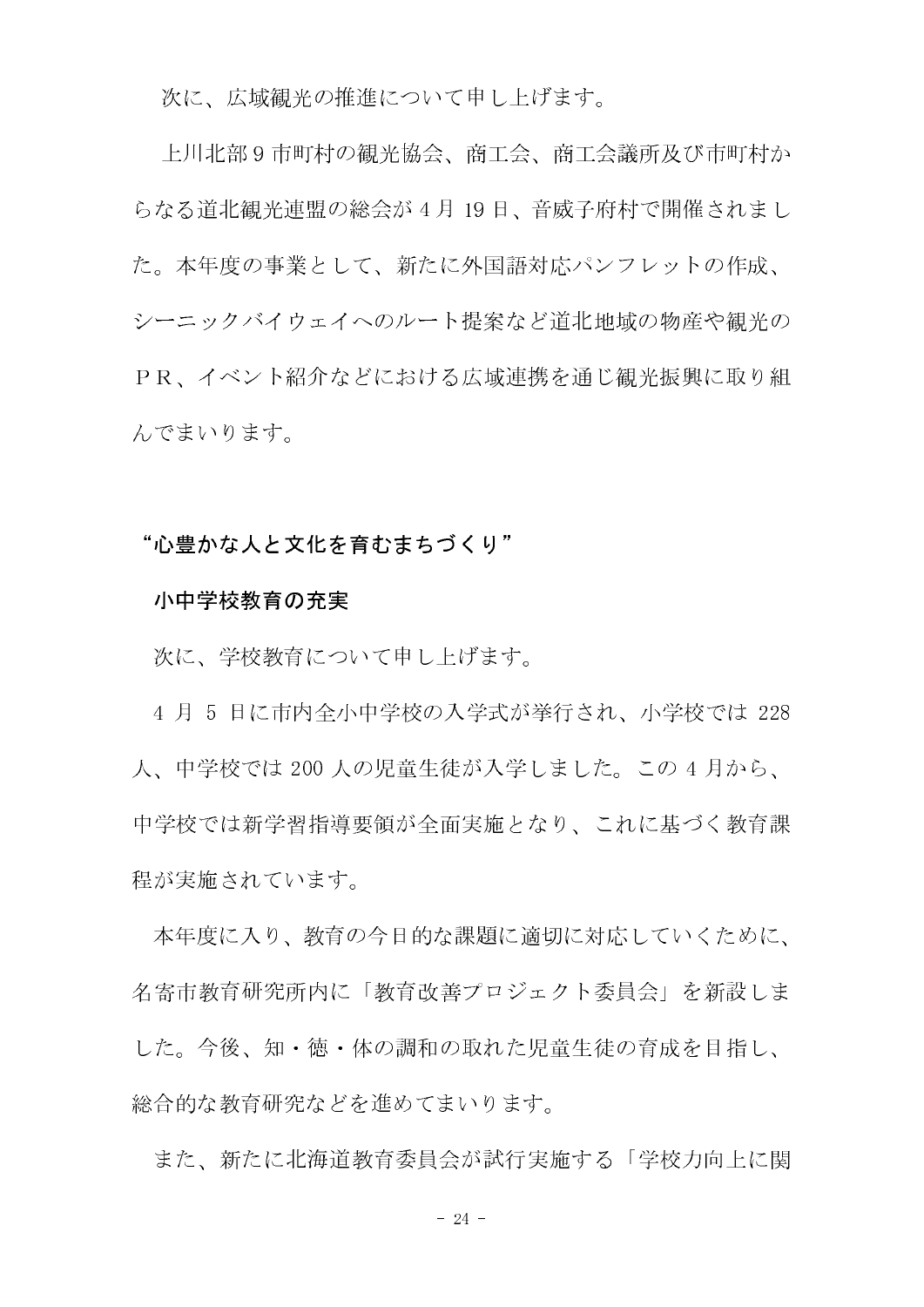次に、広域観光の推進について申し上げます。

上川北部9市町村の観光協会、商工会、商工会議所及び市町村からなる道北観光連盟の総会が4月19日、音威子府村で開催されました。本年度の事業として、新たに外国語対応パンフレットの作成、シーニックバイウェイへのルート提案など道北地域の物産や観光のＰＲ、イベント紹介などにおける広域連携を通じ観光振興に取り組んでまいります。

## “心豊かな人と文化を育むまちづくり”

### 小中学校教育の充実

次に、学校教育について申し上げます。

4月5日に市内全小中学校の入学式が挙行され、小学校では228人、中学校では200人の児童生徒が入学しました。この4月から、中学校では新学習指導要領が全面実施となり、これに基づく教育課程が実施されています。

本年度に入り、教育の今日的な課題に適切に対応していくために、名寄市教育研究所内に「教育改善プロジェクト委員会」を新設しました。今後、知・徳・体の調和の取れた児童生徒の育成を目指し、総合的な教育研究などを進めてまいります。

また、新たに北海道教育委員会が試行実施する「学校力向上に関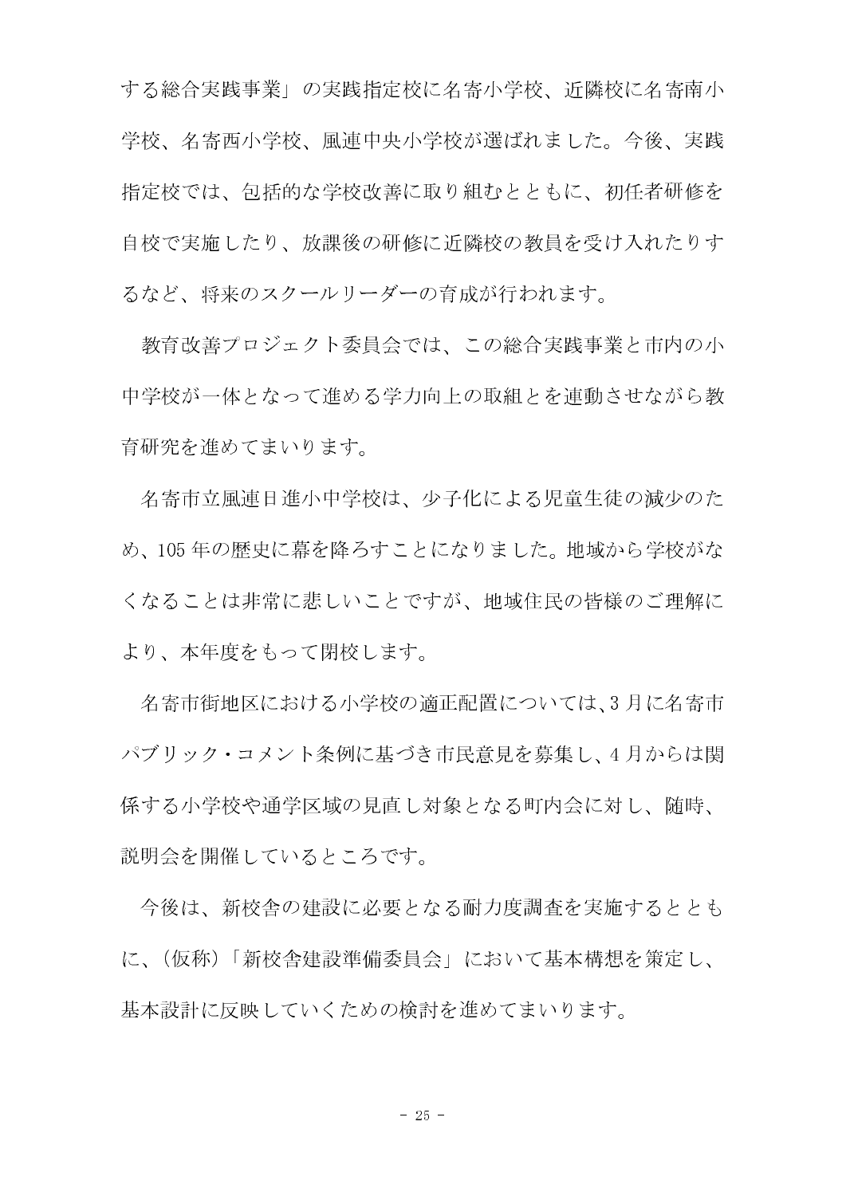する総合実践事業」の実践指定校に名寄小学校、近隣校に名寄南小学校、名寄西小学校、風連中央小学校が選ばれました。今後、実践指定校では、包括的な学校改善に取り組むとともに、初任者研修を自校で実施したり、放課後の研修に近隣校の教員を受け入れたりするなど、将来のスクールリーダーの育成が行われます。

教育改善プロジェクト委員会では、この総合実践事業と市内の小中学校が一体となって進める学力向上の取組とを連動させながら教育研究を進めてまいります。

名寄市立風連日進小中学校は、少子化による児童生徒の減少のため、105 年の歴史に幕を降ろすことになりました。地域から学校がなくなることは非常に悲しいことですが、地域住民の皆様のご理解により、本年度をもって閉校します。

名寄市街地区における小学校の適正配置については、3 月に名寄市パブリック・コメント条例に基づき市民意見を募集し、4 月からは関係する小学校や通学区域の見直し対象となる町内会に対し、随時、説明会を開催しているところです。

今後は、新校舎の建設に必要となる耐力度調査を実施するとともに、(仮称)「新校舎建設準備委員会」において基本構想を策定し、基本設計に反映していくための検討を進めてまいります。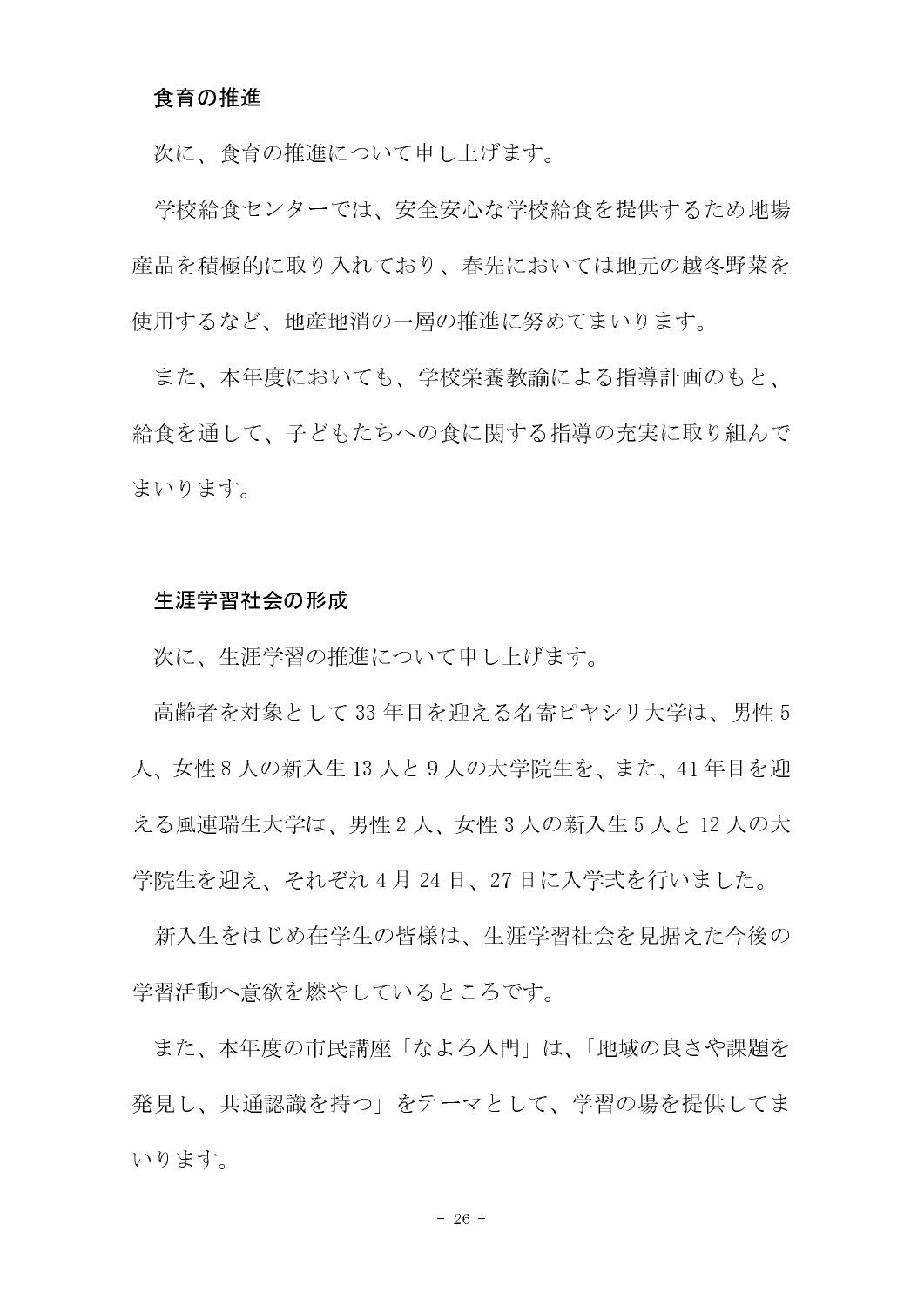## 食育の推進

次に、食育の推進について申し上げます。

学校給食センターでは、安全安心な学校給食を提供するため地場産品を積極的に取り入れており、春先においては地元の越冬野菜を使用するなど、地産地消の一層の推進に努めてまいります。

また、本年度においても、学校栄養教諭による指導計画のもと、給食を通して、子どもたちへの食に関する指導の充実に取り組んでまいります。

## 生涯学習社会の形成

次に、生涯学習の推進について申し上げます。

高齢者を対象として 33 年目を迎える名寄ピヤシリ大学は、男性 5 人、女性 8 人の新入生 13 人と 9 人の大学院生を、また、41 年目を迎える風連瑞生大学は、男性 2 人、女性 3 人の新入生 5 人と 12 人の大学院生を迎え、それぞれ 4 月 24 日、27 日に入学式を行いました。

新入生をはじめ在学生の皆様は、生涯学習社会を見据えた今後の学習活動へ意欲を燃やしているところです。

また、本年度の市民講座「なよろ入門」は、「地域の良さや課題を発見し、共通認識を持つ」をテーマとして、学習の場を提供してまいります。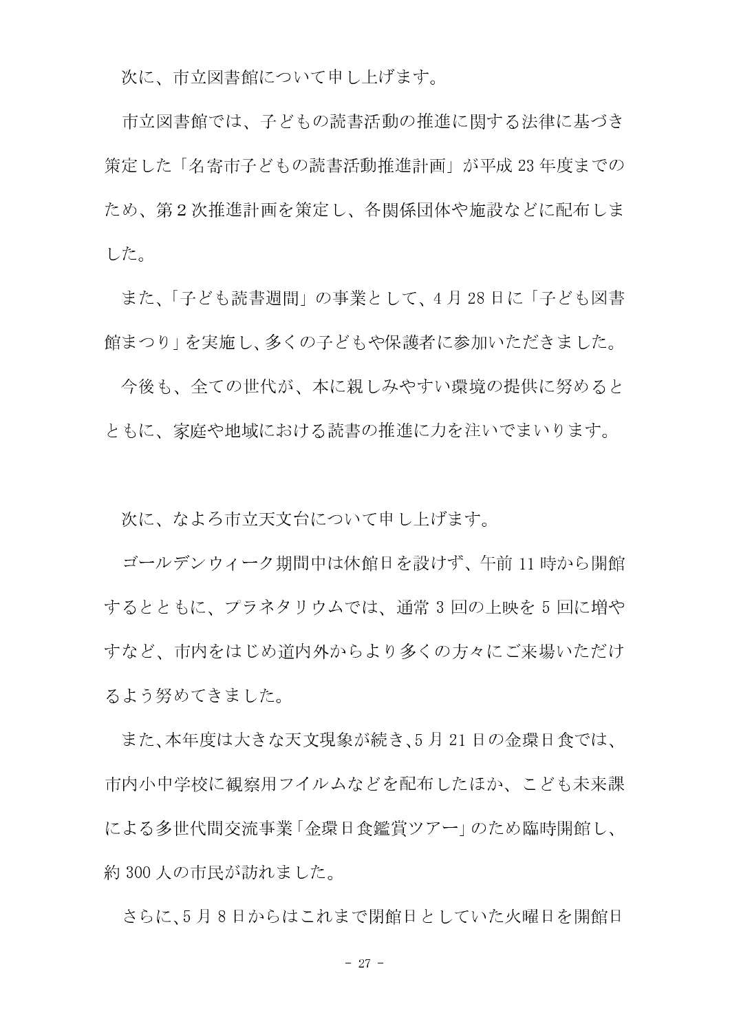次に、市立図書館について申し上げます。

市立図書館では、子どもの読書活動の推進に関する法律に基づき策定した「名寄市子どもの読書活動推進計画」が平成 23 年度までのため、第 2 次推進計画を策定し、各関係団体や施設などに配布しました。

また、「子ども読書週間」の事業として、4 月 28 日に「子ども図書館まつり」を実施し、多くの子どもや保護者に参加いただきました。

今後も、全ての世代が、本に親しみやすい環境の提供に努めるとともに、家庭や地域における読書の推進に力を注いでまいります。

次に、なよろ市立天文台について申し上げます。

ゴールデンウィーク期間中は休館日を設けず、午前 11 時から開館するとともに、プラネタリウムでは、通常 3 回の上映を 5 回に増やすなど、市内をはじめ道内外からより多くの方々にご来場いただけるよう努めてきました。

また、本年度は大きな天文現象が続き、5 月 21 日の金環日食では、市内小中学校に観察用フイルムなどを配布したほか、こども未来課による多世代間交流事業「金環日食鑑賞ツアー」のため臨時開館し、約 300 人の市民が訪れました。

さらに、5 月 8 日からはこれまで閉館日としていた火曜日を開館日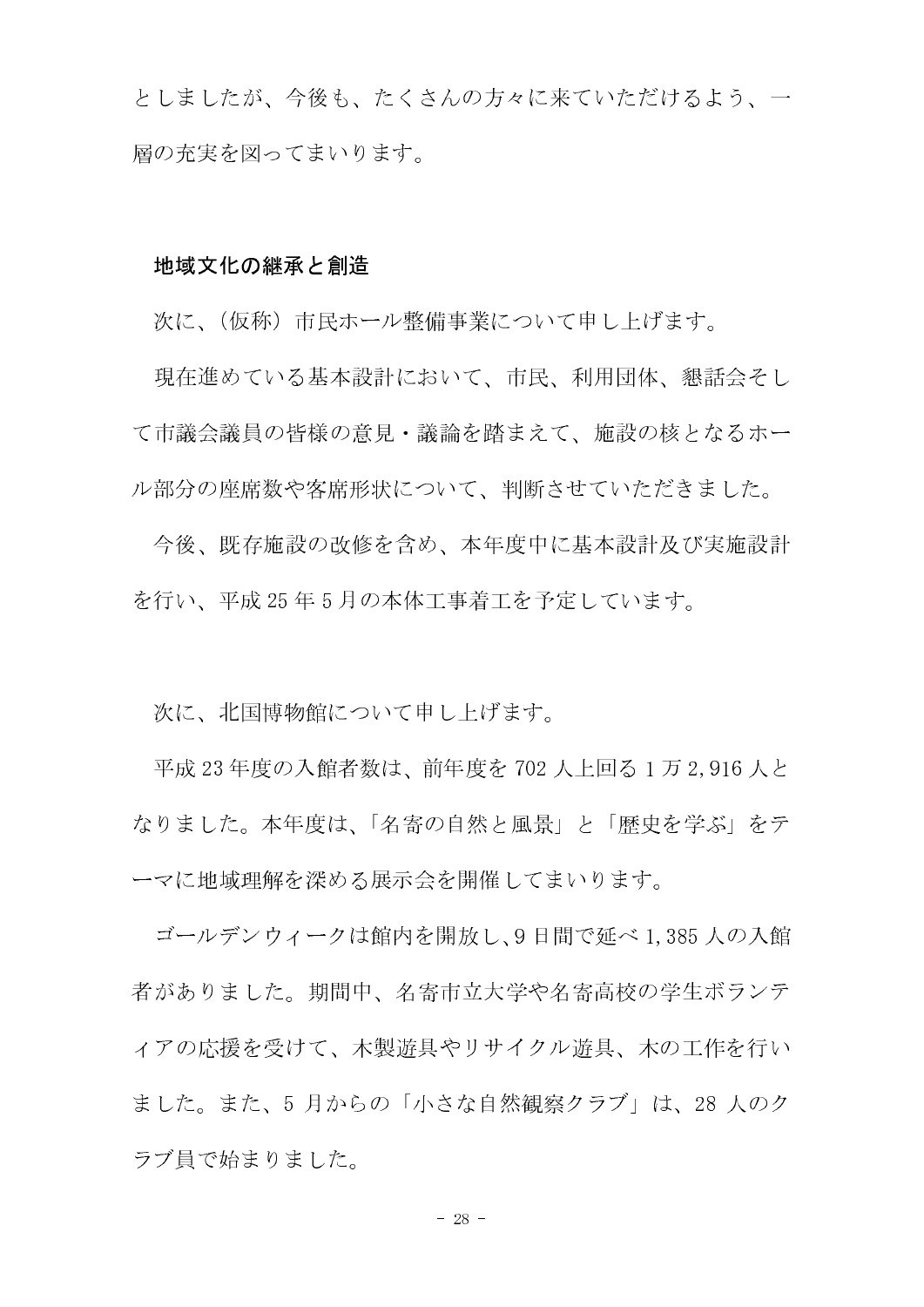としましたが、今後も、たくさんの方々に来ていただけるよう、一層の充実を図ってまいります。

### 地域文化の継承と創造

次に、（仮称）市民ホール整備事業について申し上げます。

現在進めている基本設計において、市民、利用団体、懇話会そして市議会議員の皆様の意見・議論を踏まえて、施設の核となるホール部分の座席数や客席形状について、判断させていただきました。

今後、既存施設の改修を含め、本年度中に基本設計及び実施設計を行い、平成 25 年 5 月の本体工事着工を予定しています。

次に、北国博物館について申し上げます。

平成 23 年度の入館者数は、前年度を 702 人上回る 1 万 2,916 人となりました。本年度は、「名寄の自然と風景」と「歴史を学ぶ」をテーマに地域理解を深める展示会を開催してまいります。

ゴールデンウィークは館内を開放し、9 日間で延べ 1,385 人の入館者がありました。期間中、名寄市立大学や名寄高校の学生ボランティアの応援を受けて、木製遊具やリサイクル遊具、木の工作を行いました。また、5 月からの「小さな自然観察クラブ」は、28 人のクラブ員で始まりました。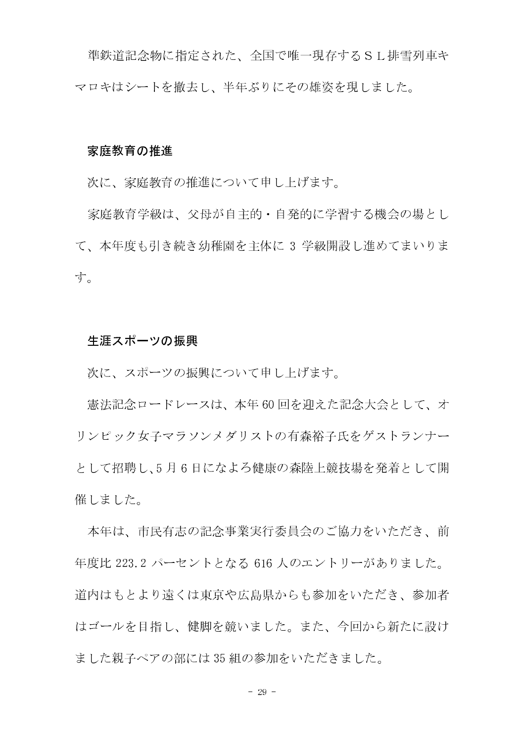準鉄道記念物に指定された、全国で唯一現存するＳＬ排雪列車キマロキはシートを撤去し、半年ぶりにその雄姿を現しました。

### 家庭教育の推進

次に、家庭教育の推進について申し上げます。

家庭教育学級は、父母が自主的・自発的に学習する機会の場として、本年度も引き続き幼稚園を主体に 3 学級開設し進めてまいります。

### 生涯スポーツの振興

次に、スポーツの振興について申し上げます。

憲法記念ロードレースは、本年 60 回を迎えた記念大会として、オリンピック女子マラソンメダリストの有森裕子氏をゲストランナーとして招聘し、5 月 6 日になよろ健康の森陸上競技場を発着として開催しました。

本年は、市民有志の記念事業実行委員会のご協力をいただき、前年度比 223.2 パーセントとなる 616 人のエントリーがありました。道内はもとより遠くは東京や広島県からも参加をいただき、参加者はゴールを目指し、健脚を競いました。また、今回から新たに設けました親子ペアの部には 35 組の参加をいただきました。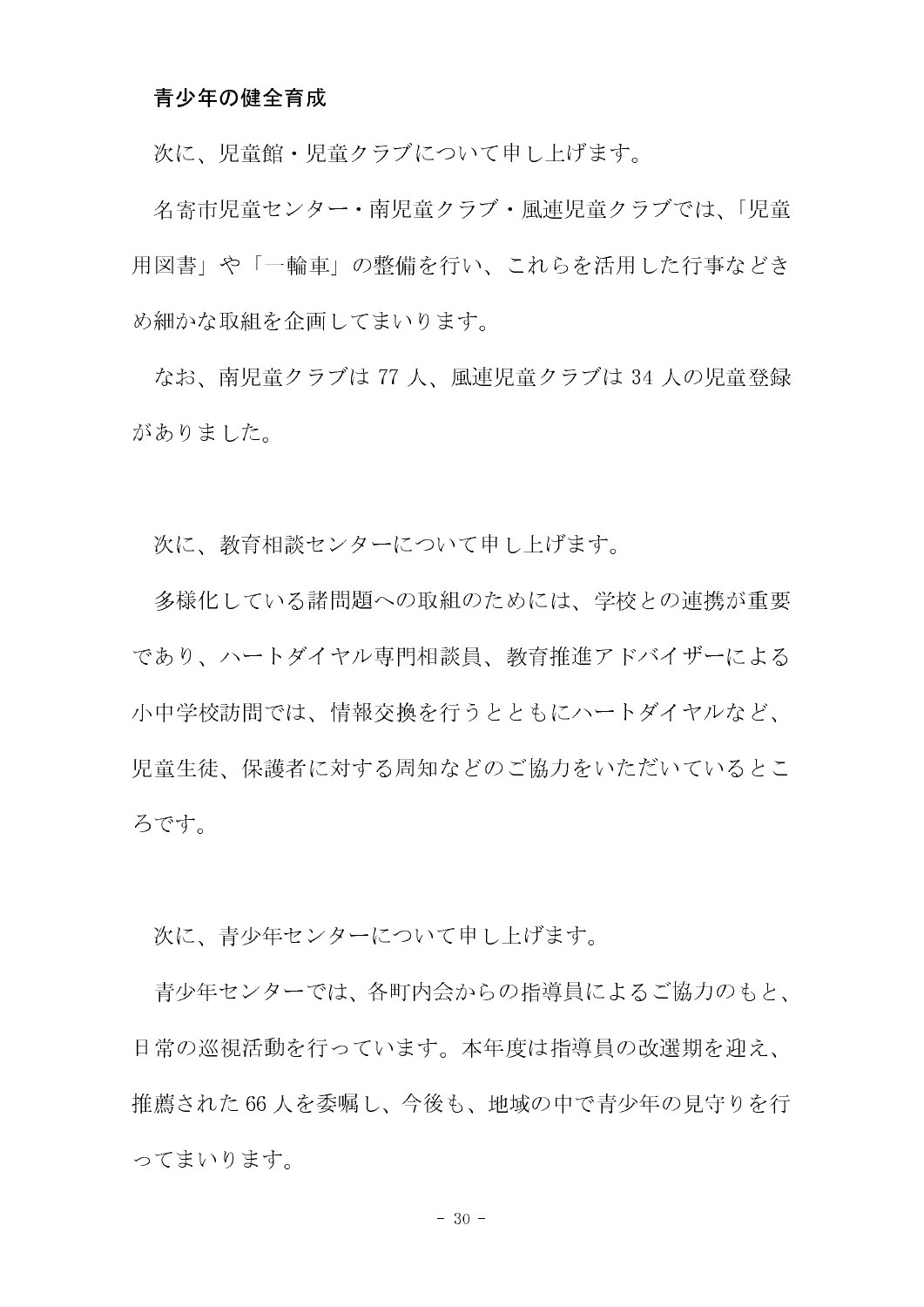**青少年の健全育成**

次に、児童館・児童クラブについて申し上げます。

名寄市児童センター・南児童クラブ・風連児童クラブでは、「児童用図書」や「一輪車」の整備を行い、これらを活用した行事などきめ細かな取組を企画してまいります。

なお、南児童クラブは 77 人、風連児童クラブは 34 人の児童登録がありました。

次に、教育相談センターについて申し上げます。

多様化している諸問題への取組のためには、学校との連携が重要であり、ハートダイヤル専門相談員、教育推進アドバイザーによる小中学校訪問では、情報交換を行うとともにハートダイヤルなど、児童生徒、保護者に対する周知などのご協力をいただいているところです。

次に、青少年センターについて申し上げます。

青少年センターでは、各町内会からの指導員によるご協力のもと、日常の巡視活動を行っています。本年度は指導員の改選期を迎え、推薦された 66 人を委嘱し、今後も、地域の中で青少年の見守りを行ってまいります。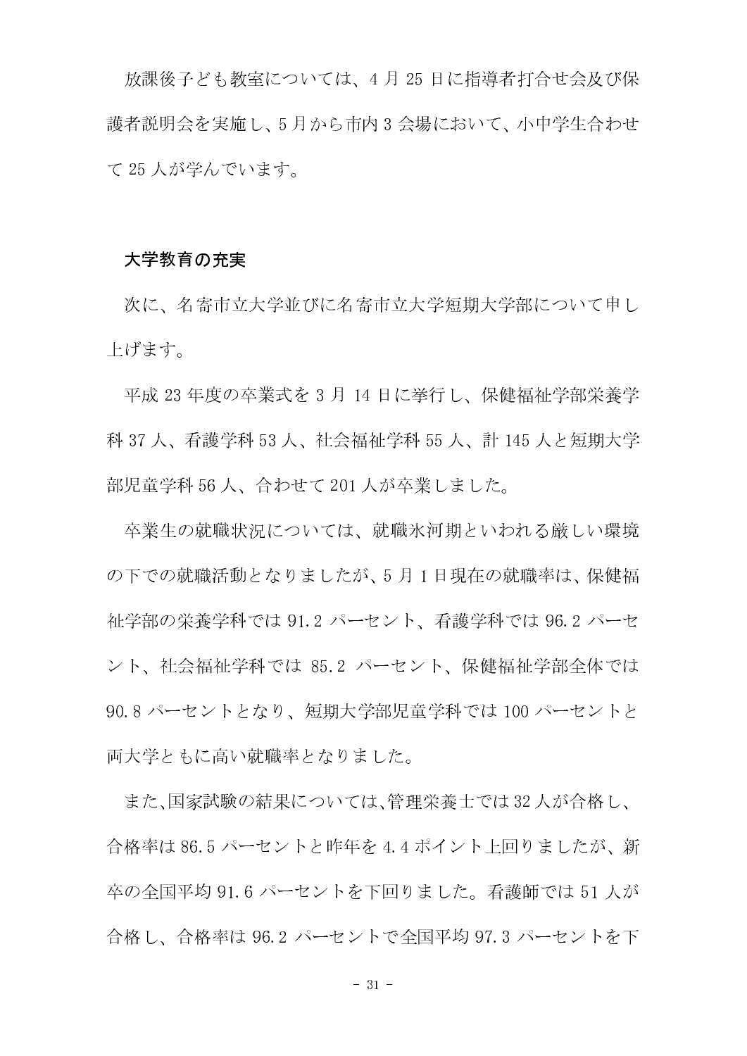放課後子ども教室については、4 月 25 日に指導者打合せ会及び保護者説明会を実施し、5 月から市内 3 会場において、小中学生合わせて 25 人が学んでいます。

### 大学教育の充実

次に、名寄市立大学並びに名寄市立大学短期大学部について申し上げます。

平成 23 年度の卒業式を 3 月 14 日に挙行し、保健福祉学部栄養学科 37 人、看護学科 53 人、社会福祉学科 55 人、計 145 人と短期大学部児童学科 56 人、合わせて 201 人が卒業しました。

卒業生の就職状況については、就職氷河期といわれる厳しい環境の下での就職活動となりましたが、5 月 1 日現在の就職率は、保健福祉学部の栄養学科では 91.2 パーセント、看護学科では 96.2 パーセント、社会福祉学科では 85.2 パーセント、保健福祉学部全体では 90.8 パーセントとなり、短期大学部児童学科では 100 パーセントと両大学ともに高い就職率となりました。

また、国家試験の結果については、管理栄養士では 32 人が合格し、合格率は 86.5 パーセントと昨年を 4.4 ポイント上回りましたが、新卒の全国平均 91.6 パーセントを下回りました。看護師では 51 人が合格し、合格率は 96.2 パーセントで全国平均 97.3 パーセントを下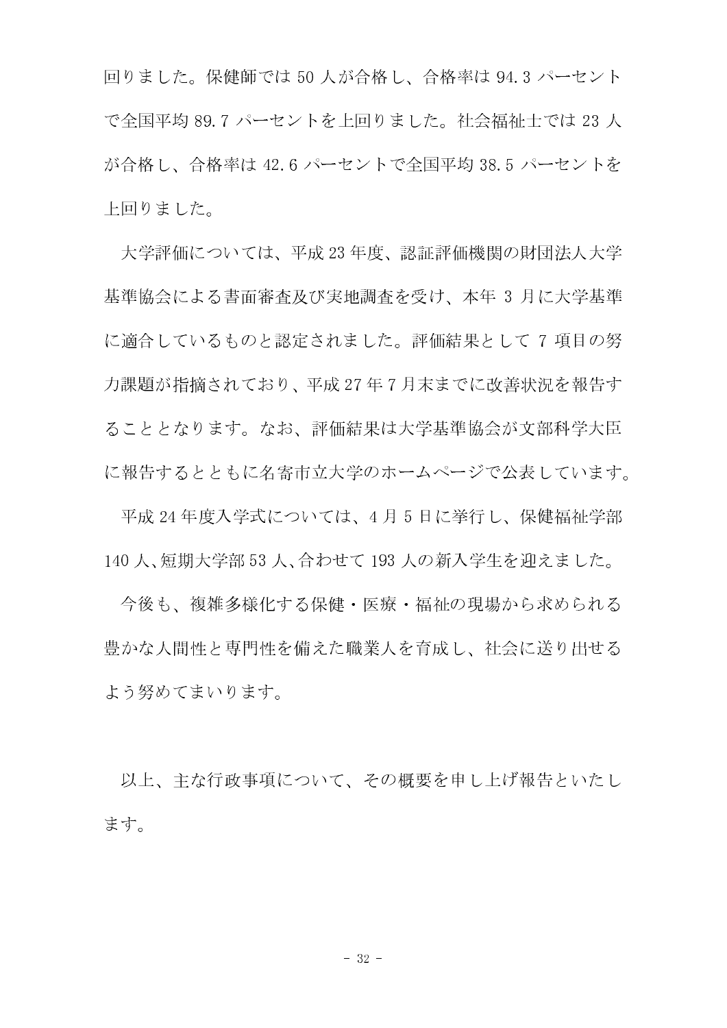回りました。保健師では 50 人が合格し、合格率は 94.3 パーセントで全国平均 89.7 パーセントを上回りました。社会福祉士では 23 人が合格し、合格率は 42.6 パーセントで全国平均 38.5 パーセントを上回りました。

大学評価については、平成 23 年度、認証評価機関の財団法人大学基準協会による書面審査及び実地調査を受け、本年 3 月に大学基準に適合しているものと認定されました。評価結果として 7 項目の努力課題が指摘されており、平成 27 年 7 月末までに改善状況を報告することとなります。なお、評価結果は大学基準協会が文部科学大臣に報告するとともに名寄市立大学のホームページで公表しています。

平成 24 年度入学式については、4 月 5 日に挙行し、保健福祉学部 140 人、短期大学部 53 人、合わせて 193 人の新入学生を迎えました。

今後も、複雑多様化する保健・医療・福祉の現場から求められる豊かな人間性と専門性を備えた職業人を育成し、社会に送り出せるよう努めてまいります。

以上、主な行政事項について、その概要を申し上げ報告といたします。